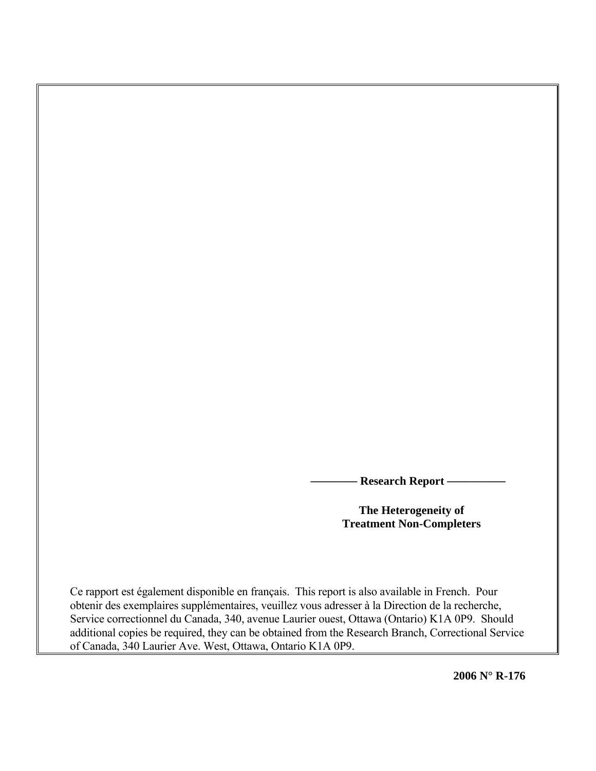**———— Research Report —————**

# The Heterogeneity of Treatment Non-Completers

Ce rapport est également disponible en français. This report is also available in French. Pour obtenir des exemplaires supplémentaires, veuillez vous adresser à la Direction de la recherche, Service correctionnel du Canada, 340, avenue Laurier ouest, Ottawa (Ontario) K1A 0P9. Should additional copies be required, they can be obtained from the Research Branch, Correctional Service of Canada, 340 Laurier Ave. West, Ottawa, Ontario K1A 0P9.

**2006 N° R-176**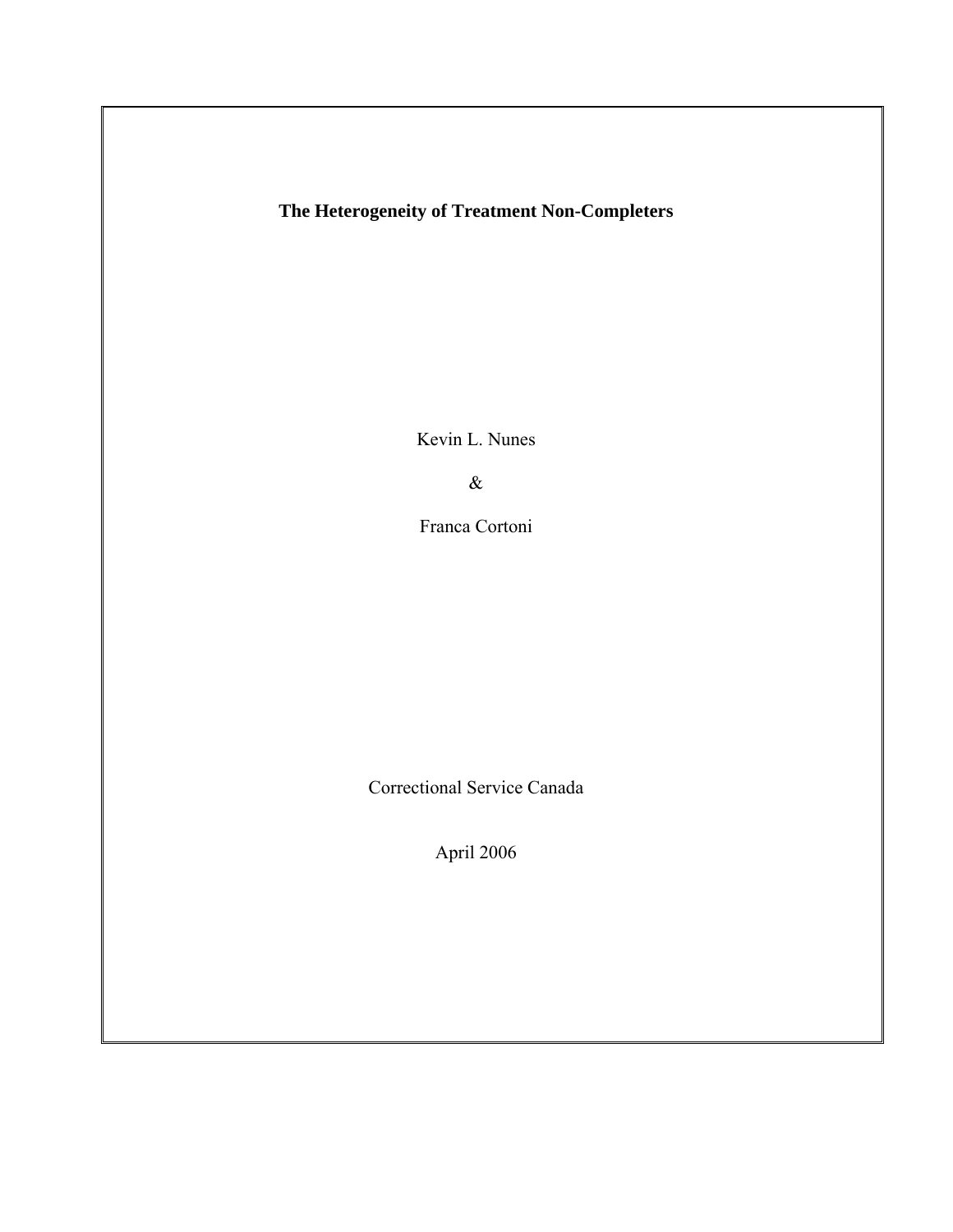**The Heterogeneity of Treatment Non-Completers**

Kevin L. Nunes

&

Franca Cortoni

Correctional Service Canada

April 2006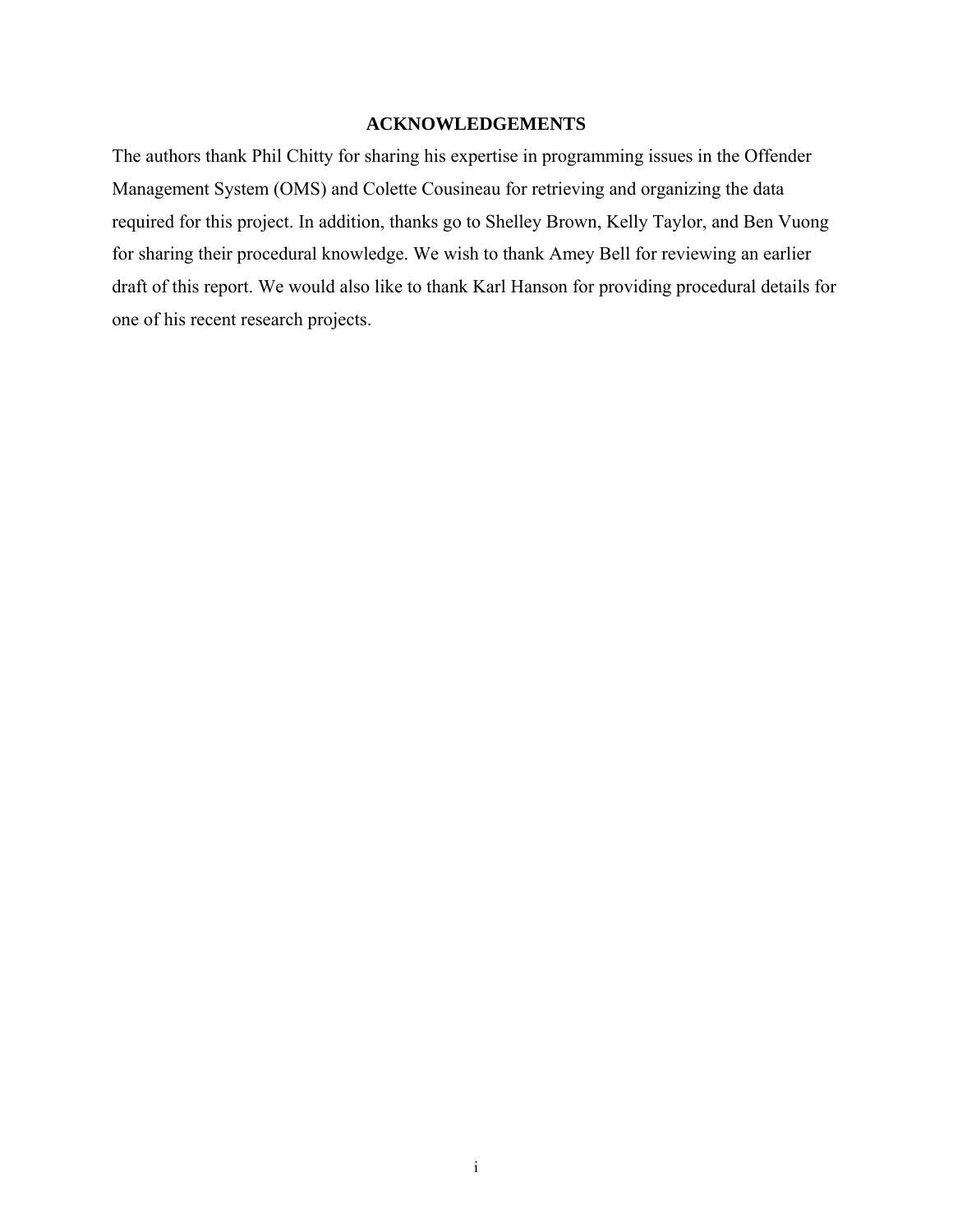## ACKNOWLEDGEMENTS

The authors thank Phil Chitty for sharing his expertise in programming issues in the Offender Management System (OMS) and Colette Cousineau for retrieving and organizing the data required for this project. In addition, thanks go to Shelley Brown, Kelly Taylor, and Ben Vuong for sharing their procedural knowledge. We wish to thank Amey Bell for reviewing an earlier draft of this report. We would also like to thank Karl Hanson for providing procedural details for one of his recent research projects.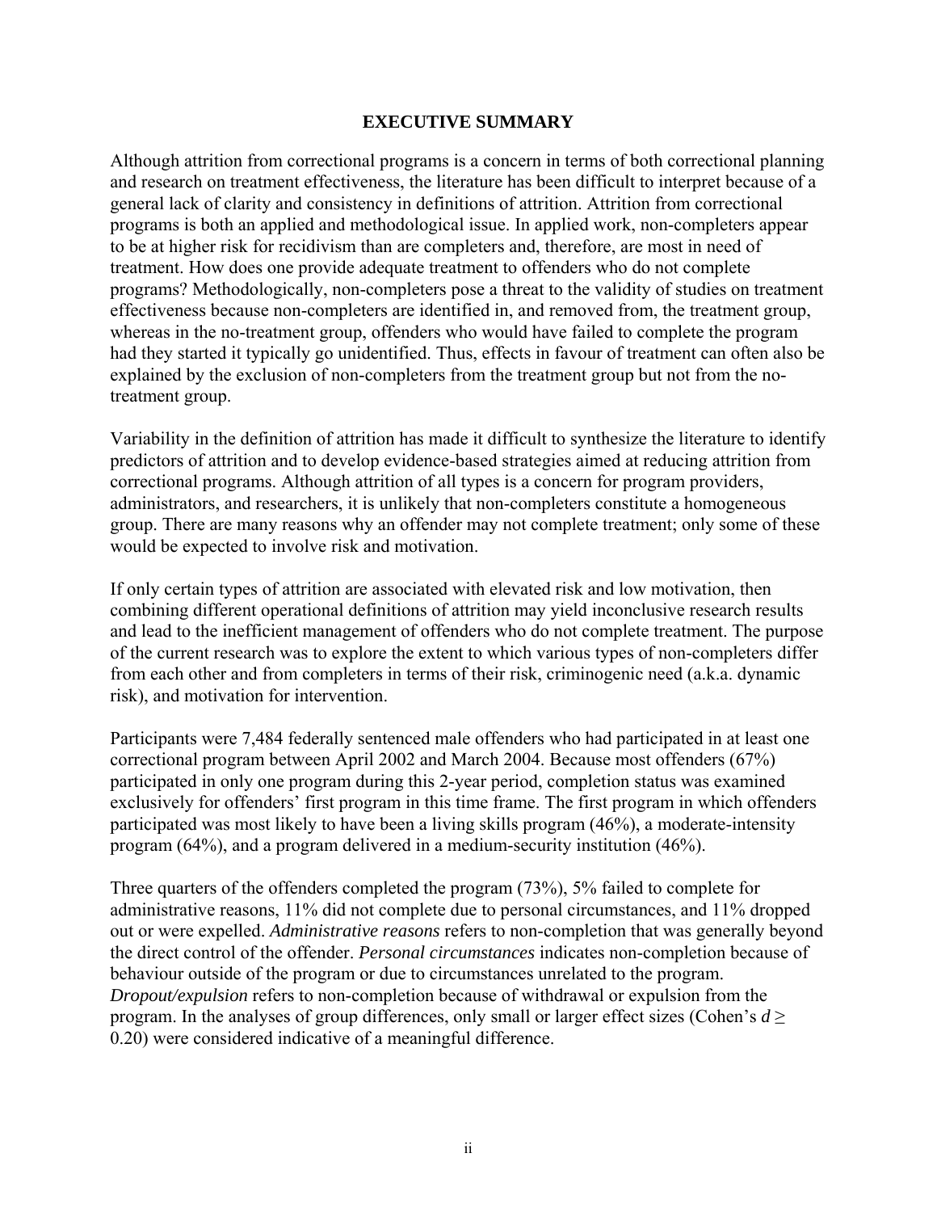## EXECUTIVE SUMMARY

Although attrition from correctional programs is a concern in terms of both correctional planning and research on treatment effectiveness, the literature has been difficult to interpret because of a general lack of clarity and consistency in definitions of attrition. Attrition from correctional programs is both an applied and methodological issue. In applied work, non-completers appear to be at higher risk for recidivism than are completers and, therefore, are most in need of treatment. How does one provide adequate treatment to offenders who do not complete programs? Methodologically, non-completers pose a threat to the validity of studies on treatment effectiveness because non-completers are identified in, and removed from, the treatment group, whereas in the no-treatment group, offenders who would have failed to complete the program had they started it typically go unidentified. Thus, effects in favour of treatment can often also be explained by the exclusion of non-completers from the treatment group but not from the no-treatment group.

Variability in the definition of attrition has made it difficult to synthesize the literature to identify predictors of attrition and to develop evidence-based strategies aimed at reducing attrition from correctional programs. Although attrition of all types is a concern for program providers, administrators, and researchers, it is unlikely that non-completers constitute a homogeneous group. There are many reasons why an offender may not complete treatment; only some of these would be expected to involve risk and motivation.

If only certain types of attrition are associated with elevated risk and low motivation, then combining different operational definitions of attrition may yield inconclusive research results and lead to the inefficient management of offenders who do not complete treatment. The purpose of the current research was to explore the extent to which various types of non-completers differ from each other and from completers in terms of their risk, criminogenic need (a.k.a. dynamic risk), and motivation for intervention.

Participants were 7,484 federally sentenced male offenders who had participated in at least one correctional program between April 2002 and March 2004. Because most offenders (67%) participated in only one program during this 2-year period, completion status was examined exclusively for offenders' first program in this time frame. The first program in which offenders participated was most likely to have been a living skills program (46%), a moderate-intensity program (64%), and a program delivered in a medium-security institution (46%).

Three quarters of the offenders completed the program (73%), 5% failed to complete for administrative reasons, 11% did not complete due to personal circumstances, and 11% dropped out or were expelled. *Administrative reasons* refers to non-completion that was generally beyond the direct control of the offender. *Personal circumstances* indicates non-completion because of behaviour outside of the program or due to circumstances unrelated to the program. *Dropout/expulsion* refers to non-completion because of withdrawal or expulsion from the program. In the analyses of group differences, only small or larger effect sizes (Cohen's $d \geq 0.20$) were considered indicative of a meaningful difference.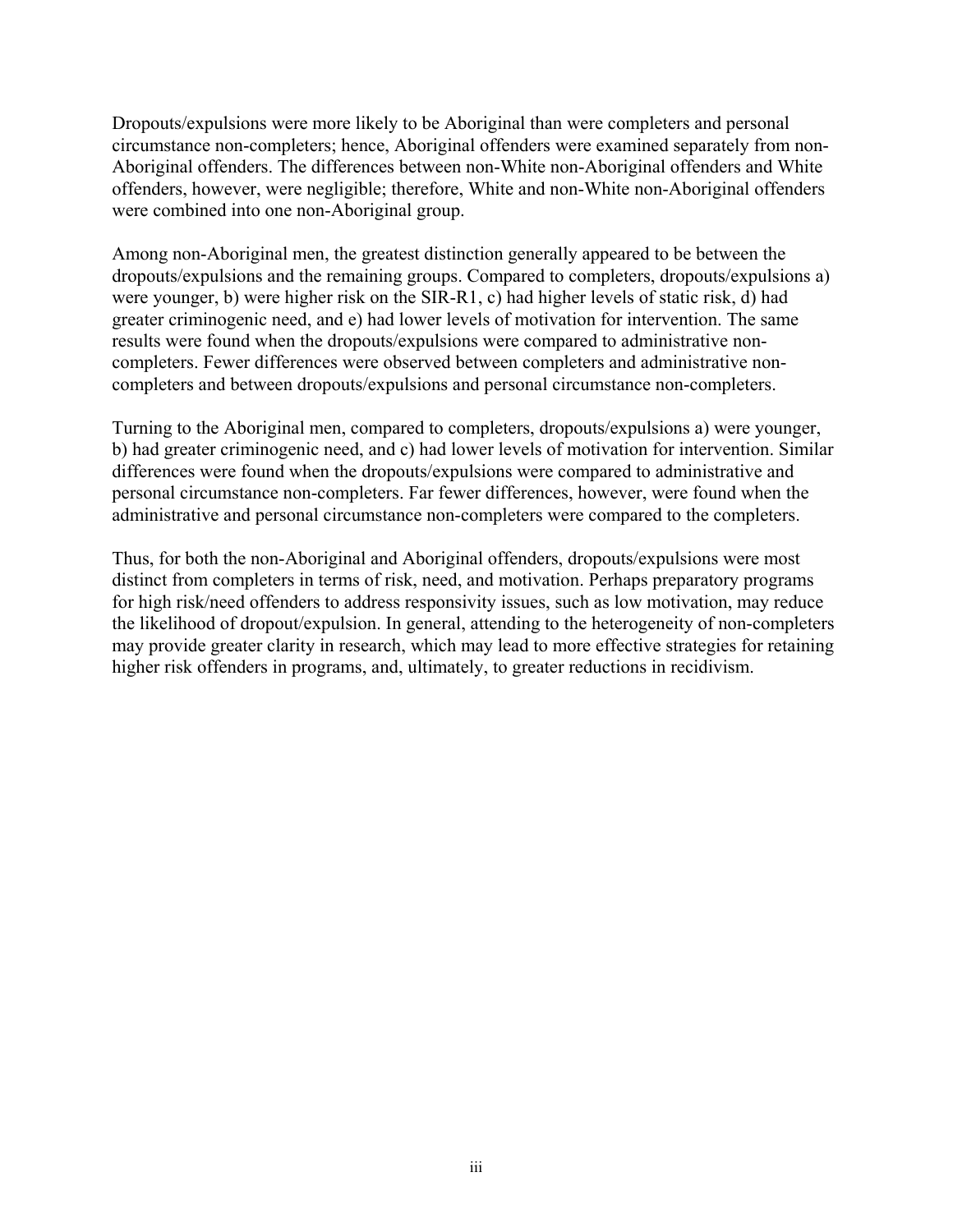Dropouts/expulsions were more likely to be Aboriginal than were completers and personal circumstance non-completers; hence, Aboriginal offenders were examined separately from non-Aboriginal offenders. The differences between non-White non-Aboriginal offenders and White offenders, however, were negligible; therefore, White and non-White non-Aboriginal offenders were combined into one non-Aboriginal group.

Among non-Aboriginal men, the greatest distinction generally appeared to be between the dropouts/expulsions and the remaining groups. Compared to completers, dropouts/expulsions a) were younger, b) were higher risk on the SIR-R1, c) had higher levels of static risk, d) had greater criminogenic need, and e) had lower levels of motivation for intervention. The same results were found when the dropouts/expulsions were compared to administrative non-completers. Fewer differences were observed between completers and administrative non-completers and between dropouts/expulsions and personal circumstance non-completers.

Turning to the Aboriginal men, compared to completers, dropouts/expulsions a) were younger, b) had greater criminogenic need, and c) had lower levels of motivation for intervention. Similar differences were found when the dropouts/expulsions were compared to administrative and personal circumstance non-completers. Far fewer differences, however, were found when the administrative and personal circumstance non-completers were compared to the completers.

Thus, for both the non-Aboriginal and Aboriginal offenders, dropouts/expulsions were most distinct from completers in terms of risk, need, and motivation. Perhaps preparatory programs for high risk/need offenders to address responsivity issues, such as low motivation, may reduce the likelihood of dropout/expulsion. In general, attending to the heterogeneity of non-completers may provide greater clarity in research, which may lead to more effective strategies for retaining higher risk offenders in programs, and, ultimately, to greater reductions in recidivism.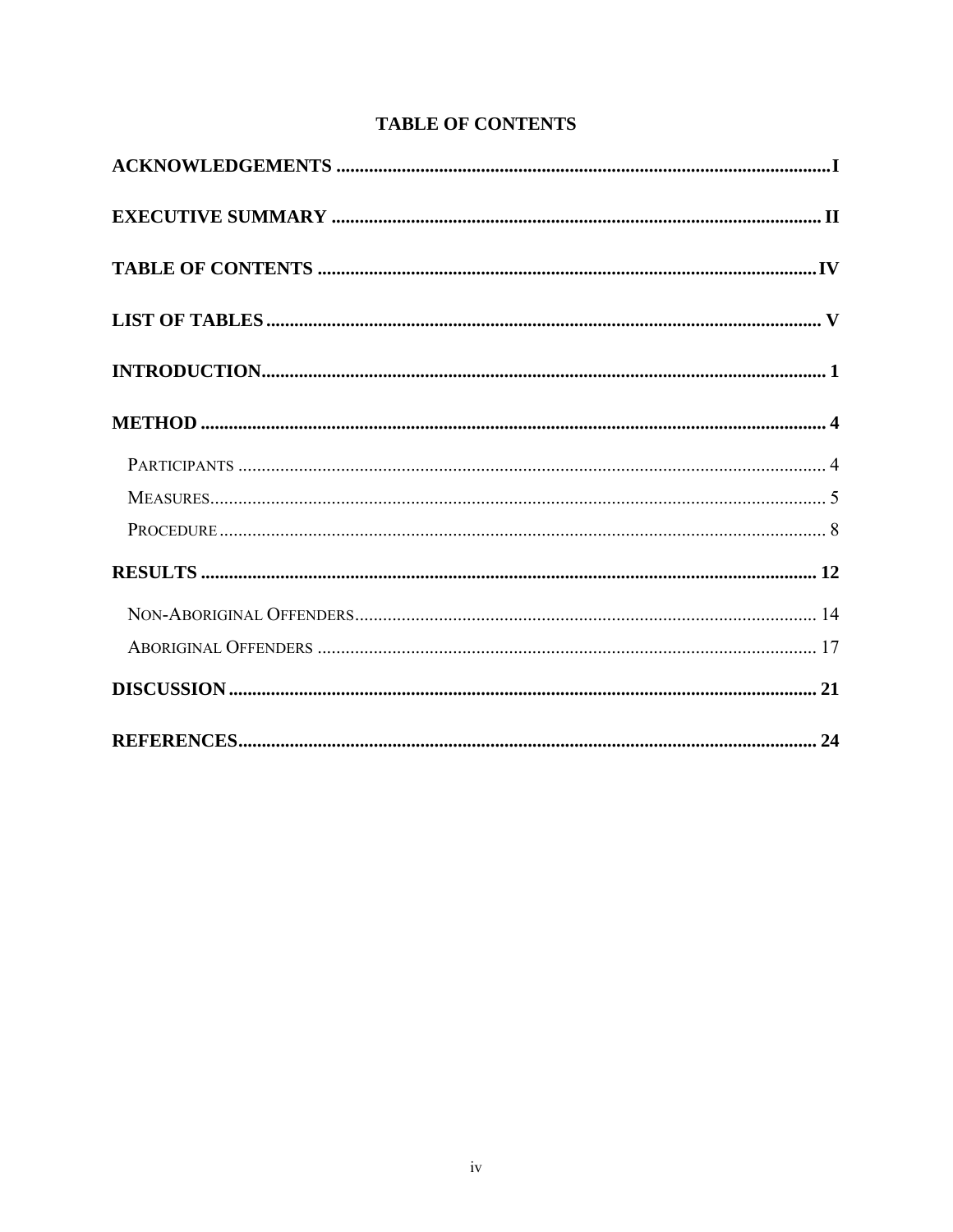# TABLE OF CONTENTS

**ACKNOWLEDGEMENTS** .......... I

**EXECUTIVE SUMMARY** .......... II

**TABLE OF CONTENTS** .......... IV

**LIST OF TABLES** .......... V

**INTRODUCTION** .......... 1

**METHOD** .......... 4

- PARTICIPANTS .......... 4
- MEASURES .......... 5
- PROCEDURE .......... 8

**RESULTS** .......... 12

- NON-ABORIGINAL OFFENDERS .......... 14
- ABORIGINAL OFFENDERS .......... 17

**DISCUSSION** .......... 21

**REFERENCES** .......... 24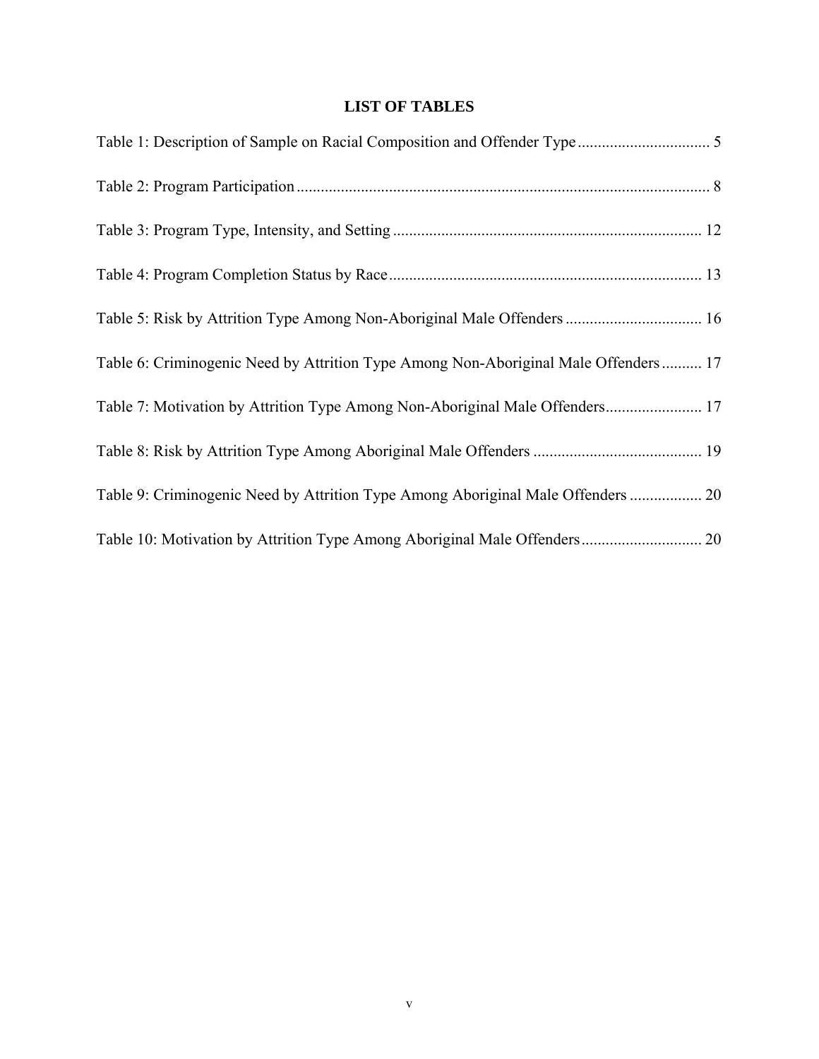## LIST OF TABLES

Table 1: Description of Sample on Racial Composition and Offender Type ................................ 5

Table 2: Program Participation ...................................................................................................... 8

Table 3: Program Type, Intensity, and Setting ............................................................................ 12

Table 4: Program Completion Status by Race ............................................................................. 13

Table 5: Risk by Attrition Type Among Non-Aboriginal Male Offenders .................................. 16

Table 6: Criminogenic Need by Attrition Type Among Non-Aboriginal Male Offenders .......... 17

Table 7: Motivation by Attrition Type Among Non-Aboriginal Male Offenders........................ 17

Table 8: Risk by Attrition Type Among Aboriginal Male Offenders .......................................... 19

Table 9: Criminogenic Need by Attrition Type Among Aboriginal Male Offenders .................. 20

Table 10: Motivation by Attrition Type Among Aboriginal Male Offenders.............................. 20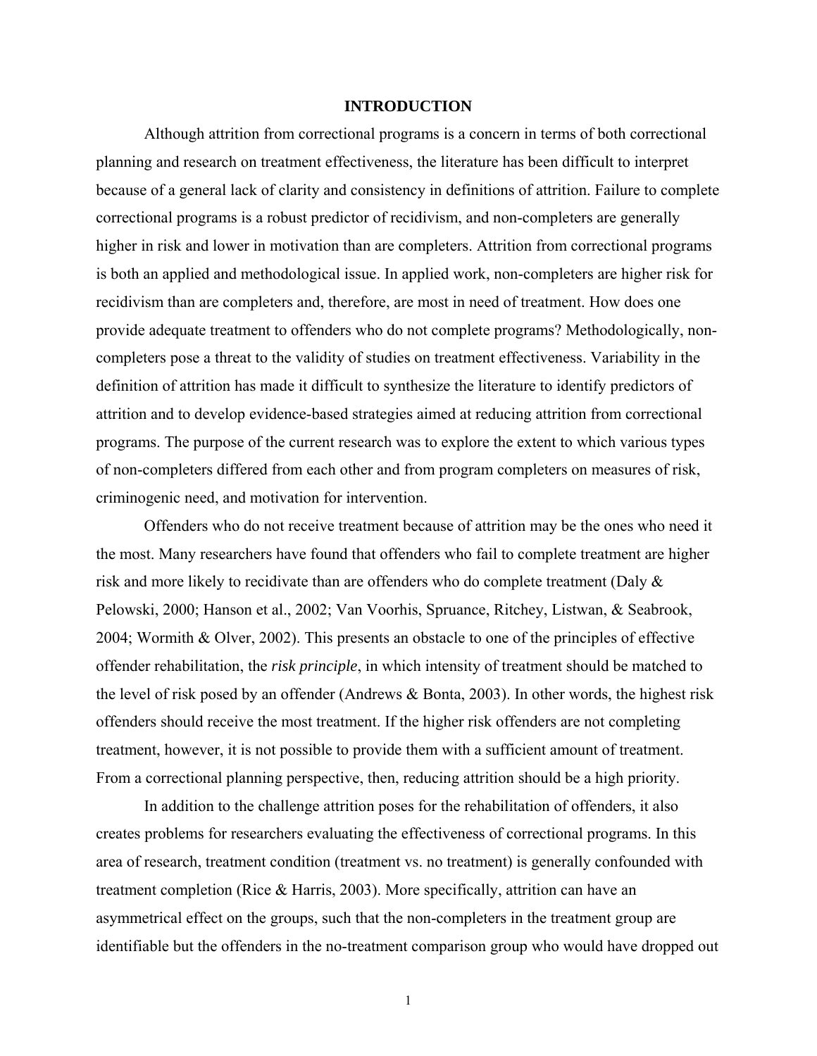# INTRODUCTION

Although attrition from correctional programs is a concern in terms of both correctional planning and research on treatment effectiveness, the literature has been difficult to interpret because of a general lack of clarity and consistency in definitions of attrition. Failure to complete correctional programs is a robust predictor of recidivism, and non-completers are generally higher in risk and lower in motivation than are completers. Attrition from correctional programs is both an applied and methodological issue. In applied work, non-completers are higher risk for recidivism than are completers and, therefore, are most in need of treatment. How does one provide adequate treatment to offenders who do not complete programs? Methodologically, non-completers pose a threat to the validity of studies on treatment effectiveness. Variability in the definition of attrition has made it difficult to synthesize the literature to identify predictors of attrition and to develop evidence-based strategies aimed at reducing attrition from correctional programs. The purpose of the current research was to explore the extent to which various types of non-completers differed from each other and from program completers on measures of risk, criminogenic need, and motivation for intervention.

Offenders who do not receive treatment because of attrition may be the ones who need it the most. Many researchers have found that offenders who fail to complete treatment are higher risk and more likely to recidivate than are offenders who do complete treatment (Daly & Pelowski, 2000; Hanson et al., 2002; Van Voorhis, Spruance, Ritchey, Listwan, & Seabrook, 2004; Wormith & Olver, 2002). This presents an obstacle to one of the principles of effective offender rehabilitation, the *risk principle*, in which intensity of treatment should be matched to the level of risk posed by an offender (Andrews & Bonta, 2003). In other words, the highest risk offenders should receive the most treatment. If the higher risk offenders are not completing treatment, however, it is not possible to provide them with a sufficient amount of treatment. From a correctional planning perspective, then, reducing attrition should be a high priority.

In addition to the challenge attrition poses for the rehabilitation of offenders, it also creates problems for researchers evaluating the effectiveness of correctional programs. In this area of research, treatment condition (treatment vs. no treatment) is generally confounded with treatment completion (Rice & Harris, 2003). More specifically, attrition can have an asymmetrical effect on the groups, such that the non-completers in the treatment group are identifiable but the offenders in the no-treatment comparison group who would have dropped out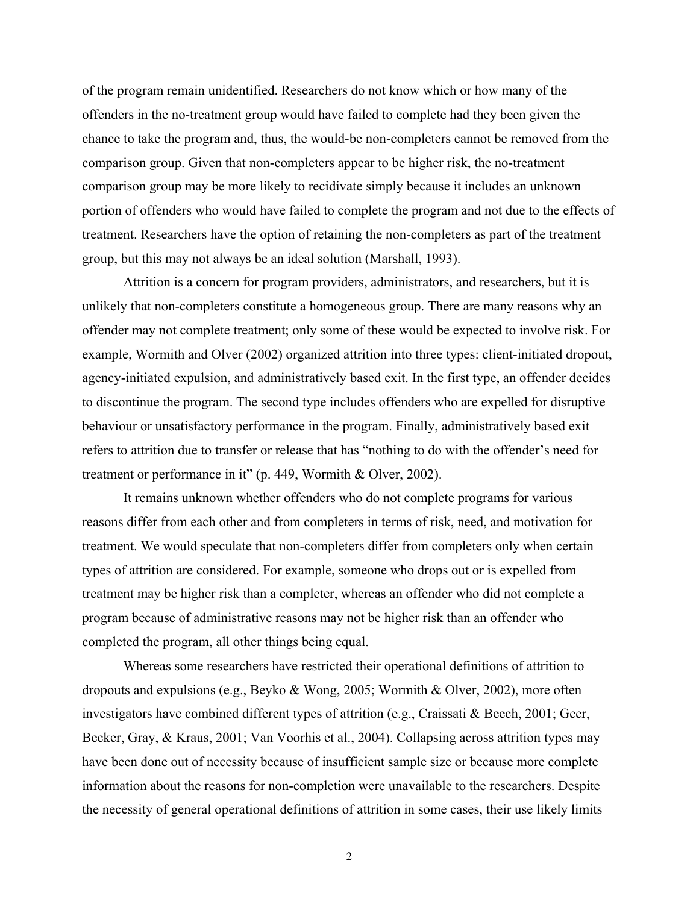of the program remain unidentified. Researchers do not know which or how many of the offenders in the no-treatment group would have failed to complete had they been given the chance to take the program and, thus, the would-be non-completers cannot be removed from the comparison group. Given that non-completers appear to be higher risk, the no-treatment comparison group may be more likely to recidivate simply because it includes an unknown portion of offenders who would have failed to complete the program and not due to the effects of treatment. Researchers have the option of retaining the non-completers as part of the treatment group, but this may not always be an ideal solution (Marshall, 1993).

Attrition is a concern for program providers, administrators, and researchers, but it is unlikely that non-completers constitute a homogeneous group. There are many reasons why an offender may not complete treatment; only some of these would be expected to involve risk. For example, Wormith and Olver (2002) organized attrition into three types: client-initiated dropout, agency-initiated expulsion, and administratively based exit. In the first type, an offender decides to discontinue the program. The second type includes offenders who are expelled for disruptive behaviour or unsatisfactory performance in the program. Finally, administratively based exit refers to attrition due to transfer or release that has "nothing to do with the offender's need for treatment or performance in it" (p. 449, Wormith & Olver, 2002).

It remains unknown whether offenders who do not complete programs for various reasons differ from each other and from completers in terms of risk, need, and motivation for treatment. We would speculate that non-completers differ from completers only when certain types of attrition are considered. For example, someone who drops out or is expelled from treatment may be higher risk than a completer, whereas an offender who did not complete a program because of administrative reasons may not be higher risk than an offender who completed the program, all other things being equal.

Whereas some researchers have restricted their operational definitions of attrition to dropouts and expulsions (e.g., Beyko & Wong, 2005; Wormith & Olver, 2002), more often investigators have combined different types of attrition (e.g., Craissati & Beech, 2001; Geer, Becker, Gray, & Kraus, 2001; Van Voorhis et al., 2004). Collapsing across attrition types may have been done out of necessity because of insufficient sample size or because more complete information about the reasons for non-completion were unavailable to the researchers. Despite the necessity of general operational definitions of attrition in some cases, their use likely limits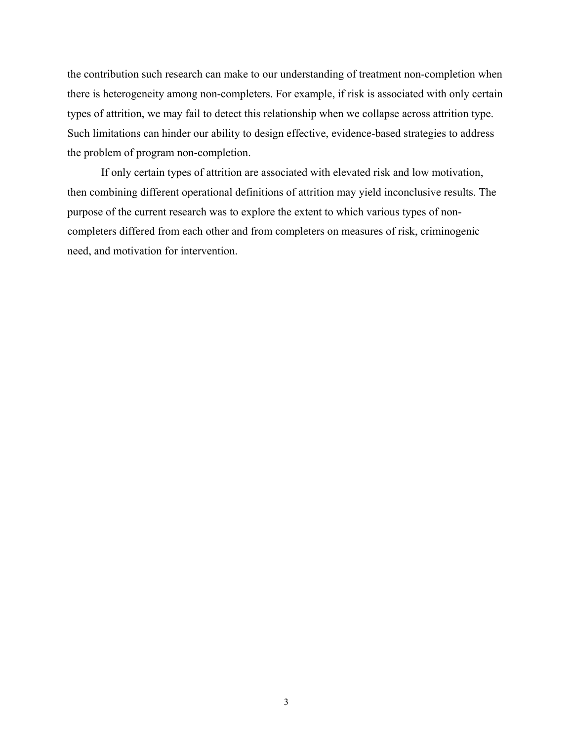the contribution such research can make to our understanding of treatment non-completion when there is heterogeneity among non-completers. For example, if risk is associated with only certain types of attrition, we may fail to detect this relationship when we collapse across attrition type. Such limitations can hinder our ability to design effective, evidence-based strategies to address the problem of program non-completion.

If only certain types of attrition are associated with elevated risk and low motivation, then combining different operational definitions of attrition may yield inconclusive results. The purpose of the current research was to explore the extent to which various types of non-completers differed from each other and from completers on measures of risk, criminogenic need, and motivation for intervention.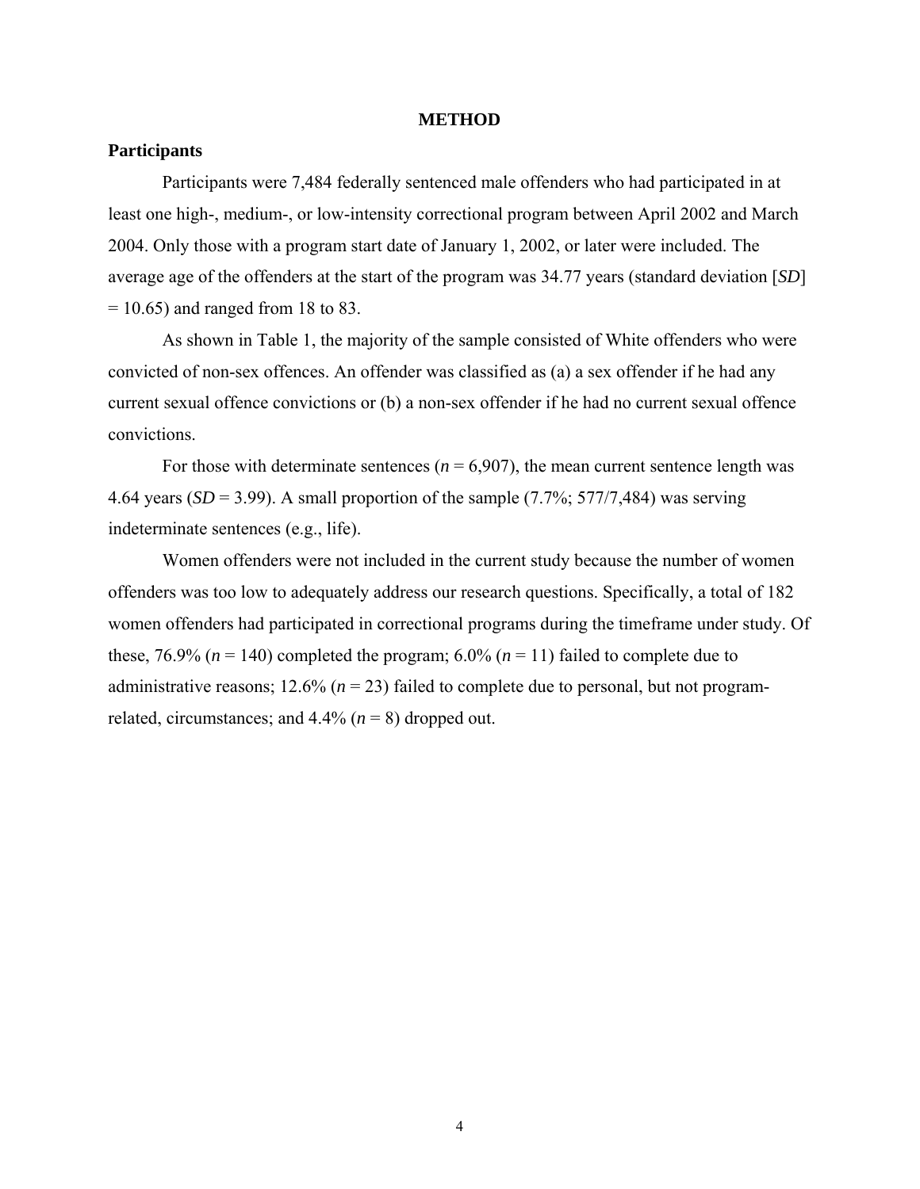# METHOD

## Participants

Participants were 7,484 federally sentenced male offenders who had participated in at least one high-, medium-, or low-intensity correctional program between April 2002 and March 2004. Only those with a program start date of January 1, 2002, or later were included. The average age of the offenders at the start of the program was 34.77 years (standard deviation [*SD*] = 10.65) and ranged from 18 to 83.

As shown in Table 1, the majority of the sample consisted of White offenders who were convicted of non-sex offences. An offender was classified as (a) a sex offender if he had any current sexual offence convictions or (b) a non-sex offender if he had no current sexual offence convictions.

For those with determinate sentences ($n$ = 6,907), the mean current sentence length was 4.64 years ($SD$ = 3.99). A small proportion of the sample (7.7%; 577/7,484) was serving indeterminate sentences (e.g., life).

Women offenders were not included in the current study because the number of women offenders was too low to adequately address our research questions. Specifically, a total of 182 women offenders had participated in correctional programs during the timeframe under study. Of these, 76.9% ($n$ = 140) completed the program; 6.0% ($n$ = 11) failed to complete due to administrative reasons; 12.6% ($n$ = 23) failed to complete due to personal, but not program-related, circumstances; and 4.4% ($n$ = 8) dropped out.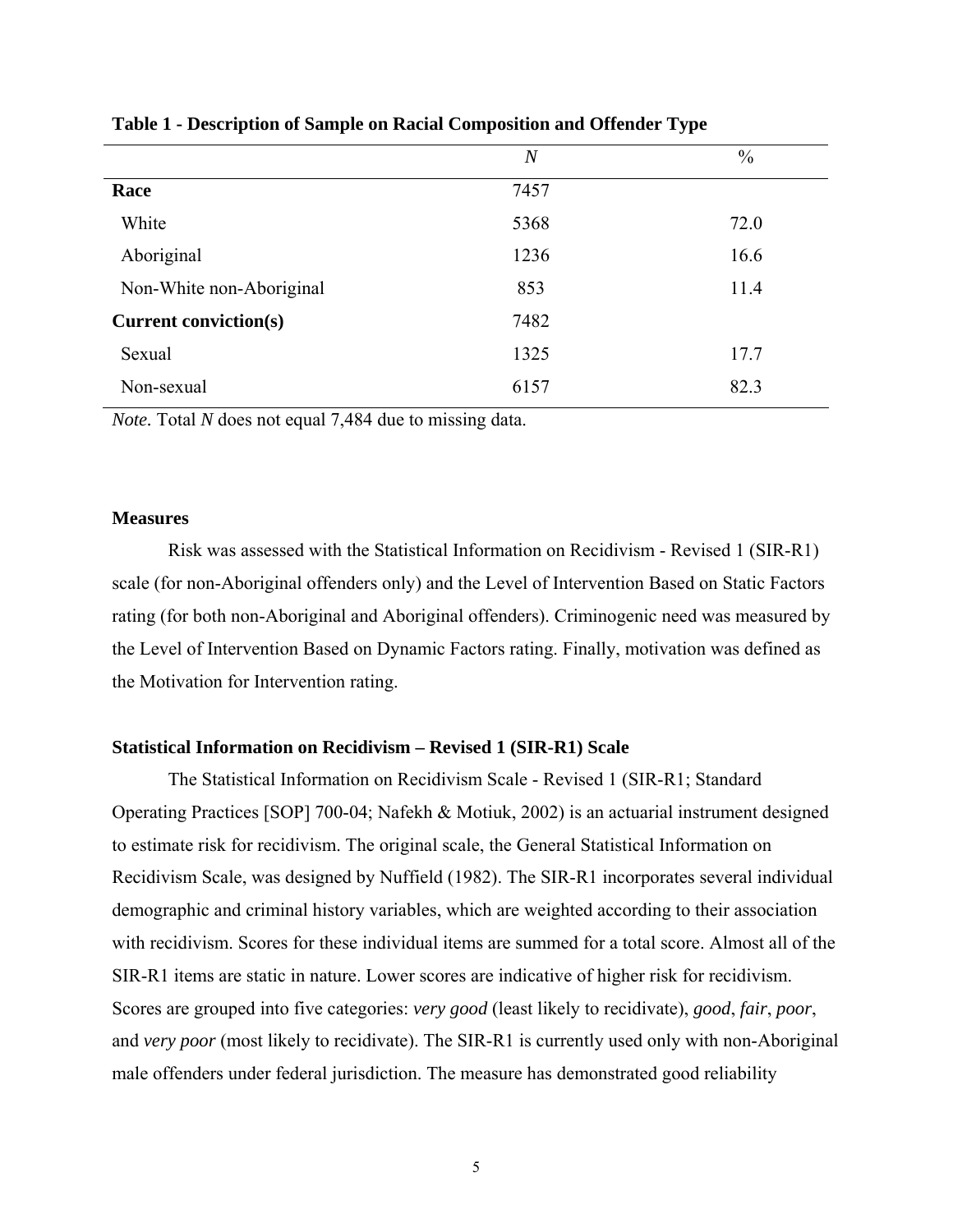**Table 1 - Description of Sample on Racial Composition and Offender Type**

| | *N* | % |
|---|---|---|
| **Race** | 7457 | |
| White | 5368 | 72.0 |
| Aboriginal | 1236 | 16.6 |
| Non-White non-Aboriginal | 853 | 11.4 |
| **Current conviction(s)** | 7482 | |
| Sexual | 1325 | 17.7 |
| Non-sexual | 6157 | 82.3 |

*Note.* Total *N* does not equal 7,484 due to missing data.

### Measures

Risk was assessed with the Statistical Information on Recidivism - Revised 1 (SIR-R1) scale (for non-Aboriginal offenders only) and the Level of Intervention Based on Static Factors rating (for both non-Aboriginal and Aboriginal offenders). Criminogenic need was measured by the Level of Intervention Based on Dynamic Factors rating. Finally, motivation was defined as the Motivation for Intervention rating.

### Statistical Information on Recidivism – Revised 1 (SIR-R1) Scale

The Statistical Information on Recidivism Scale - Revised 1 (SIR-R1; Standard Operating Practices [SOP] 700-04; Nafekh & Motiuk, 2002) is an actuarial instrument designed to estimate risk for recidivism. The original scale, the General Statistical Information on Recidivism Scale, was designed by Nuffield (1982). The SIR-R1 incorporates several individual demographic and criminal history variables, which are weighted according to their association with recidivism. Scores for these individual items are summed for a total score. Almost all of the SIR-R1 items are static in nature. Lower scores are indicative of higher risk for recidivism. Scores are grouped into five categories: *very good* (least likely to recidivate), *good*, *fair*, *poor*, and *very poor* (most likely to recidivate). The SIR-R1 is currently used only with non-Aboriginal male offenders under federal jurisdiction. The measure has demonstrated good reliability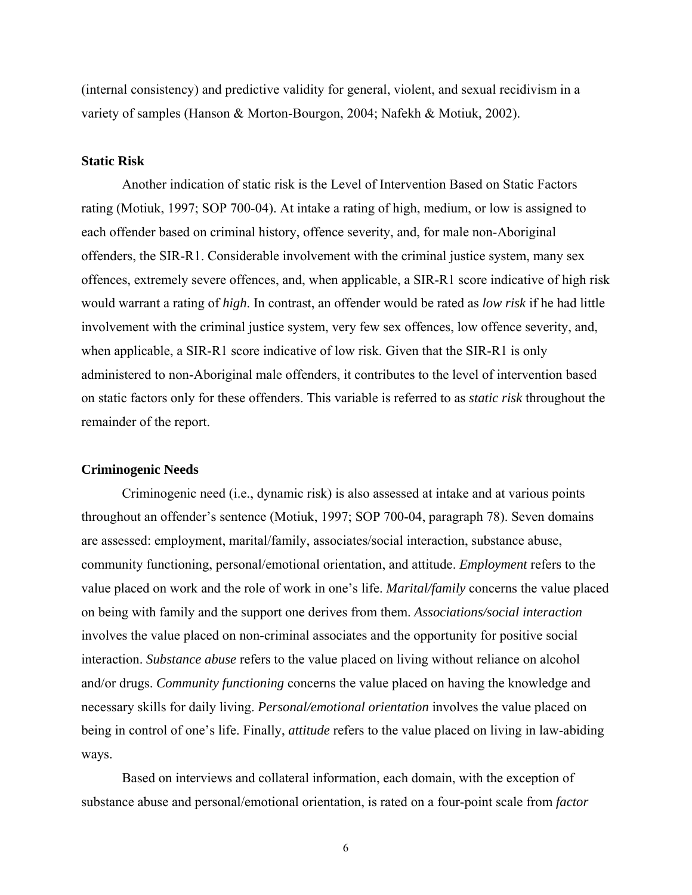(internal consistency) and predictive validity for general, violent, and sexual recidivism in a variety of samples (Hanson & Morton-Bourgon, 2004; Nafekh & Motiuk, 2002).

### Static Risk

Another indication of static risk is the Level of Intervention Based on Static Factors rating (Motiuk, 1997; SOP 700-04). At intake a rating of high, medium, or low is assigned to each offender based on criminal history, offence severity, and, for male non-Aboriginal offenders, the SIR-R1. Considerable involvement with the criminal justice system, many sex offences, extremely severe offences, and, when applicable, a SIR-R1 score indicative of high risk would warrant a rating of *high*. In contrast, an offender would be rated as *low risk* if he had little involvement with the criminal justice system, very few sex offences, low offence severity, and, when applicable, a SIR-R1 score indicative of low risk. Given that the SIR-R1 is only administered to non-Aboriginal male offenders, it contributes to the level of intervention based on static factors only for these offenders. This variable is referred to as *static risk* throughout the remainder of the report.

### Criminogenic Needs

Criminogenic need (i.e., dynamic risk) is also assessed at intake and at various points throughout an offender's sentence (Motiuk, 1997; SOP 700-04, paragraph 78). Seven domains are assessed: employment, marital/family, associates/social interaction, substance abuse, community functioning, personal/emotional orientation, and attitude. *Employment* refers to the value placed on work and the role of work in one's life. *Marital/family* concerns the value placed on being with family and the support one derives from them. *Associations/social interaction* involves the value placed on non-criminal associates and the opportunity for positive social interaction. *Substance abuse* refers to the value placed on living without reliance on alcohol and/or drugs. *Community functioning* concerns the value placed on having the knowledge and necessary skills for daily living. *Personal/emotional orientation* involves the value placed on being in control of one's life. Finally, *attitude* refers to the value placed on living in law-abiding ways.

Based on interviews and collateral information, each domain, with the exception of substance abuse and personal/emotional orientation, is rated on a four-point scale from *factor*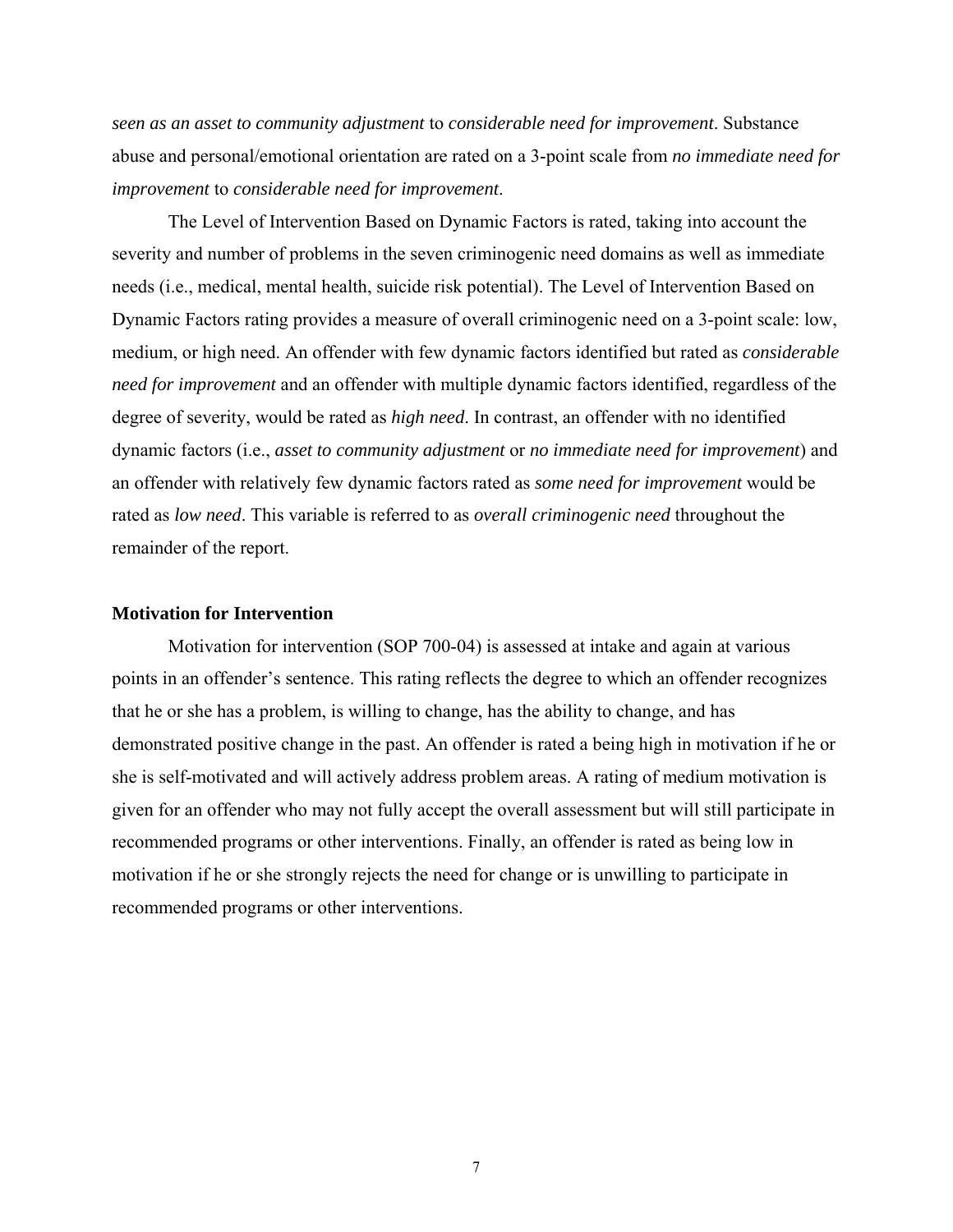*seen as an asset to community adjustment* to *considerable need for improvement*. Substance abuse and personal/emotional orientation are rated on a 3-point scale from *no immediate need for improvement* to *considerable need for improvement*.

The Level of Intervention Based on Dynamic Factors is rated, taking into account the severity and number of problems in the seven criminogenic need domains as well as immediate needs (i.e., medical, mental health, suicide risk potential). The Level of Intervention Based on Dynamic Factors rating provides a measure of overall criminogenic need on a 3-point scale: low, medium, or high need. An offender with few dynamic factors identified but rated as *considerable need for improvement* and an offender with multiple dynamic factors identified, regardless of the degree of severity, would be rated as *high need*. In contrast, an offender with no identified dynamic factors (i.e., *asset to community adjustment* or *no immediate need for improvement*) and an offender with relatively few dynamic factors rated as *some need for improvement* would be rated as *low need*. This variable is referred to as *overall criminogenic need* throughout the remainder of the report.

**Motivation for Intervention**

Motivation for intervention (SOP 700-04) is assessed at intake and again at various points in an offender's sentence. This rating reflects the degree to which an offender recognizes that he or she has a problem, is willing to change, has the ability to change, and has demonstrated positive change in the past. An offender is rated a being high in motivation if he or she is self-motivated and will actively address problem areas. A rating of medium motivation is given for an offender who may not fully accept the overall assessment but will still participate in recommended programs or other interventions. Finally, an offender is rated as being low in motivation if he or she strongly rejects the need for change or is unwilling to participate in recommended programs or other interventions.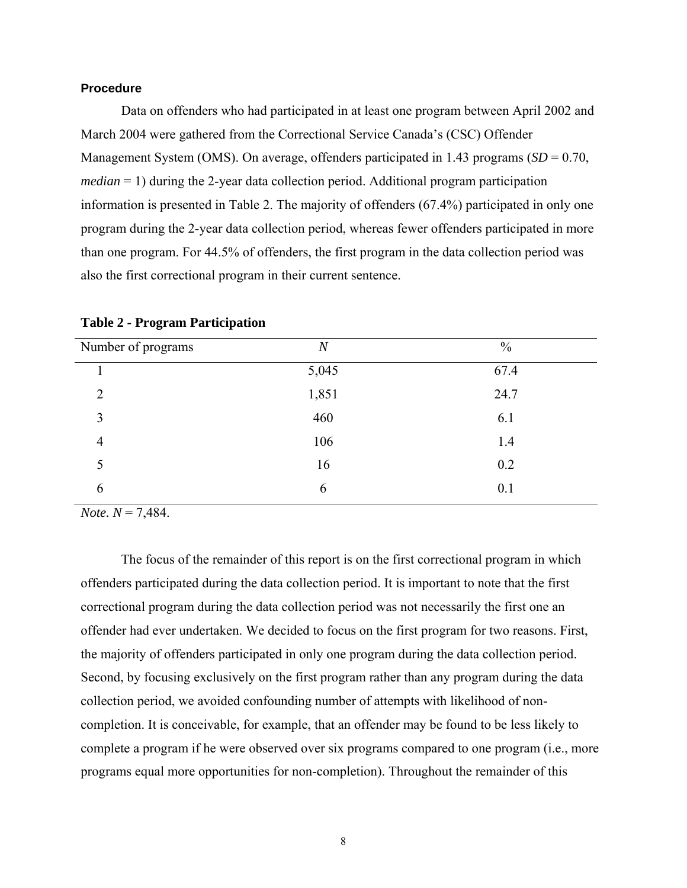### Procedure

Data on offenders who had participated in at least one program between April 2002 and March 2004 were gathered from the Correctional Service Canada's (CSC) Offender Management System (OMS). On average, offenders participated in 1.43 programs (*SD* = 0.70, *median* = 1) during the 2-year data collection period. Additional program participation information is presented in Table 2. The majority of offenders (67.4%) participated in only one program during the 2-year data collection period, whereas fewer offenders participated in more than one program. For 44.5% of offenders, the first program in the data collection period was also the first correctional program in their current sentence.

**Table 2 - Program Participation**

| Number of programs | *N* | % |
|---|---|---|
| 1 | 5,045 | 67.4 |
| 2 | 1,851 | 24.7 |
| 3 | 460 | 6.1 |
| 4 | 106 | 1.4 |
| 5 | 16 | 0.2 |
| 6 | 6 | 0.1 |

*Note*. *N* = 7,484.

The focus of the remainder of this report is on the first correctional program in which offenders participated during the data collection period. It is important to note that the first correctional program during the data collection period was not necessarily the first one an offender had ever undertaken. We decided to focus on the first program for two reasons. First, the majority of offenders participated in only one program during the data collection period. Second, by focusing exclusively on the first program rather than any program during the data collection period, we avoided confounding number of attempts with likelihood of non-completion. It is conceivable, for example, that an offender may be found to be less likely to complete a program if he were observed over six programs compared to one program (i.e., more programs equal more opportunities for non-completion). Throughout the remainder of this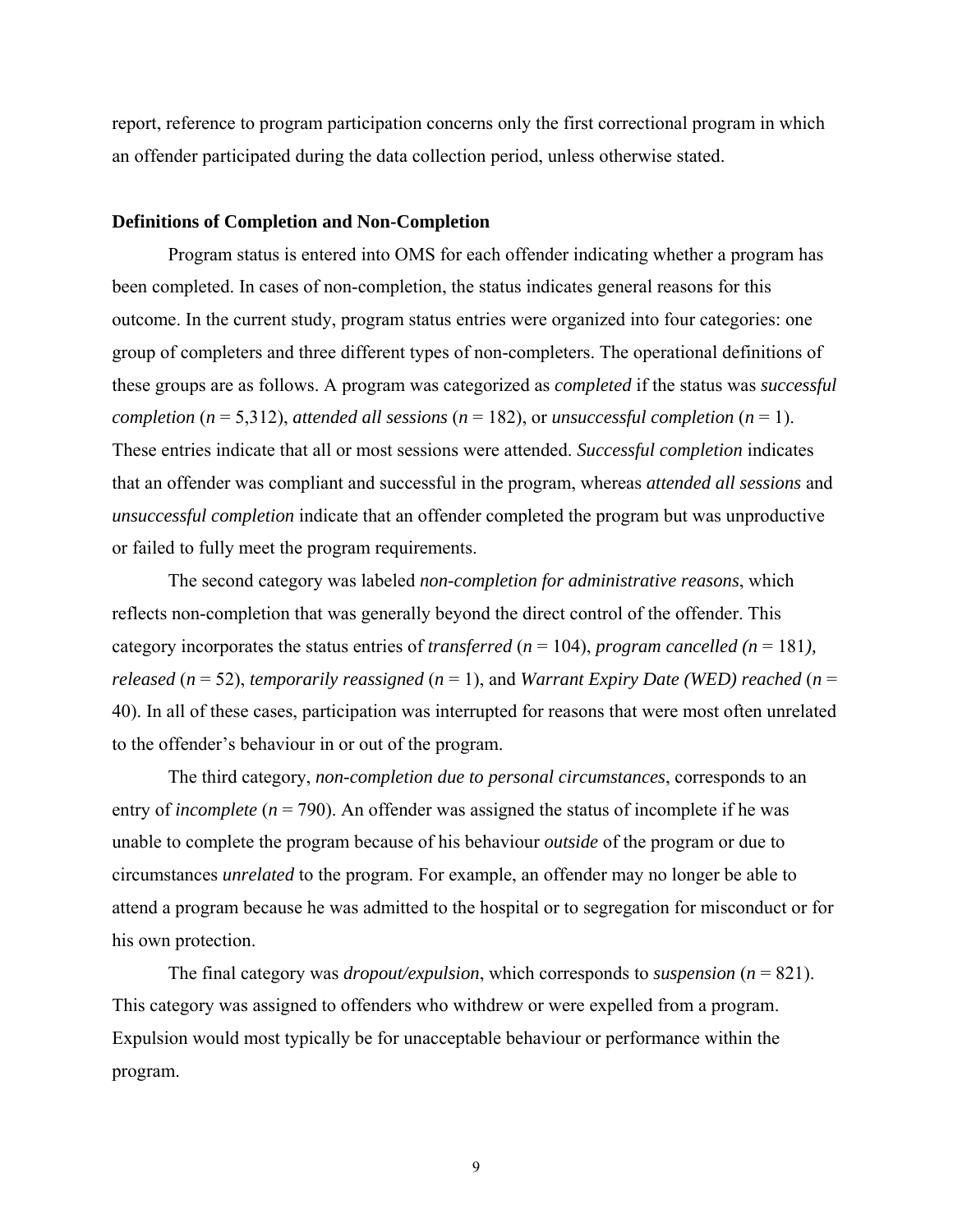report, reference to program participation concerns only the first correctional program in which an offender participated during the data collection period, unless otherwise stated.

### Definitions of Completion and Non-Completion

Program status is entered into OMS for each offender indicating whether a program has been completed. In cases of non-completion, the status indicates general reasons for this outcome. In the current study, program status entries were organized into four categories: one group of completers and three different types of non-completers. The operational definitions of these groups are as follows. A program was categorized as *completed* if the status was *successful completion* (*n* = 5,312), *attended all sessions* (*n* = 182), or *unsuccessful completion* (*n* = 1). These entries indicate that all or most sessions were attended. *Successful completion* indicates that an offender was compliant and successful in the program, whereas *attended all sessions* and *unsuccessful completion* indicate that an offender completed the program but was unproductive or failed to fully meet the program requirements.

The second category was labeled *non-completion for administrative reasons*, which reflects non-completion that was generally beyond the direct control of the offender. This category incorporates the status entries of *transferred* (*n* = 104), *program cancelled (n* = 181*), released* (*n* = 52), *temporarily reassigned* (*n* = 1), and *Warrant Expiry Date (WED) reached* (*n* = 40). In all of these cases, participation was interrupted for reasons that were most often unrelated to the offender's behaviour in or out of the program.

The third category, *non-completion due to personal circumstances*, corresponds to an entry of *incomplete* (*n* = 790). An offender was assigned the status of incomplete if he was unable to complete the program because of his behaviour *outside* of the program or due to circumstances *unrelated* to the program. For example, an offender may no longer be able to attend a program because he was admitted to the hospital or to segregation for misconduct or for his own protection.

The final category was *dropout/expulsion*, which corresponds to *suspension* (*n* = 821). This category was assigned to offenders who withdrew or were expelled from a program. Expulsion would most typically be for unacceptable behaviour or performance within the program.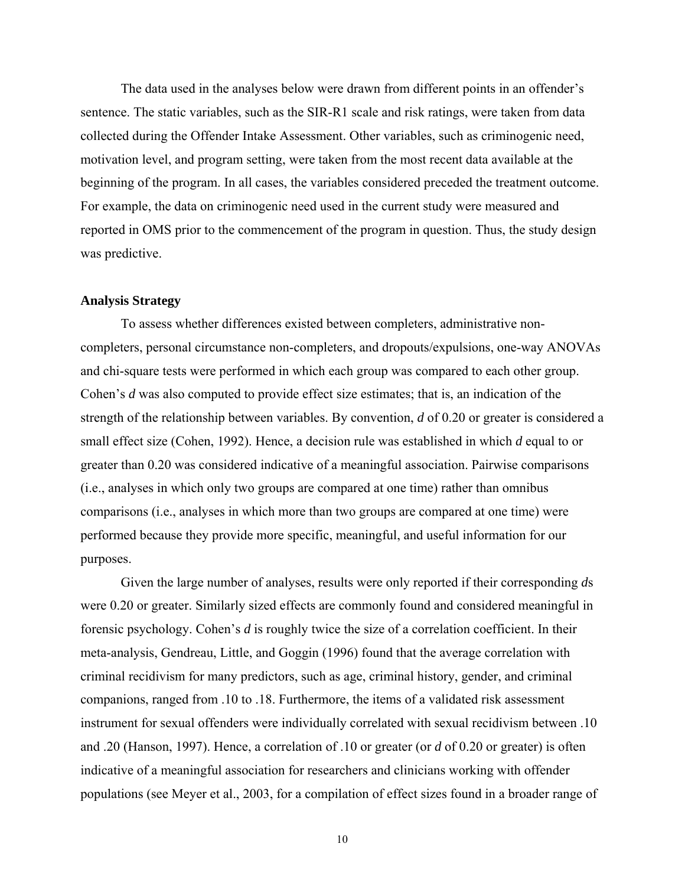The data used in the analyses below were drawn from different points in an offender's sentence. The static variables, such as the SIR-R1 scale and risk ratings, were taken from data collected during the Offender Intake Assessment. Other variables, such as criminogenic need, motivation level, and program setting, were taken from the most recent data available at the beginning of the program. In all cases, the variables considered preceded the treatment outcome. For example, the data on criminogenic need used in the current study were measured and reported in OMS prior to the commencement of the program in question. Thus, the study design was predictive.

### Analysis Strategy

To assess whether differences existed between completers, administrative non-completers, personal circumstance non-completers, and dropouts/expulsions, one-way ANOVAs and chi-square tests were performed in which each group was compared to each other group. Cohen's *d* was also computed to provide effect size estimates; that is, an indication of the strength of the relationship between variables. By convention, *d* of 0.20 or greater is considered a small effect size (Cohen, 1992). Hence, a decision rule was established in which *d* equal to or greater than 0.20 was considered indicative of a meaningful association. Pairwise comparisons (i.e., analyses in which only two groups are compared at one time) rather than omnibus comparisons (i.e., analyses in which more than two groups are compared at one time) were performed because they provide more specific, meaningful, and useful information for our purposes.

Given the large number of analyses, results were only reported if their corresponding *d*s were 0.20 or greater. Similarly sized effects are commonly found and considered meaningful in forensic psychology. Cohen's *d* is roughly twice the size of a correlation coefficient. In their meta-analysis, Gendreau, Little, and Goggin (1996) found that the average correlation with criminal recidivism for many predictors, such as age, criminal history, gender, and criminal companions, ranged from .10 to .18. Furthermore, the items of a validated risk assessment instrument for sexual offenders were individually correlated with sexual recidivism between .10 and .20 (Hanson, 1997). Hence, a correlation of .10 or greater (or *d* of 0.20 or greater) is often indicative of a meaningful association for researchers and clinicians working with offender populations (see Meyer et al., 2003, for a compilation of effect sizes found in a broader range of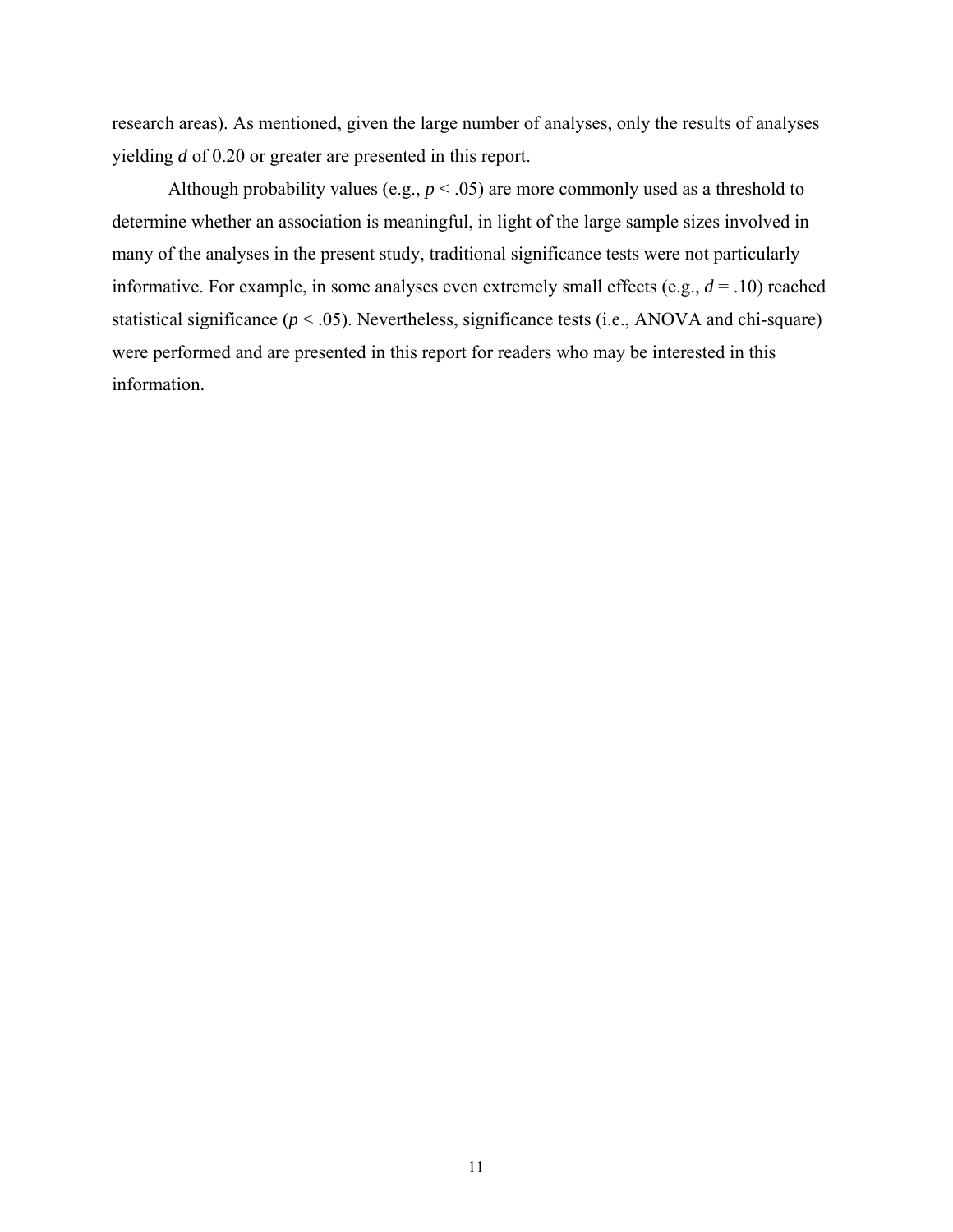research areas). As mentioned, given the large number of analyses, only the results of analyses yielding $d$ of 0.20 or greater are presented in this report.

Although probability values (e.g., $p < .05$) are more commonly used as a threshold to determine whether an association is meaningful, in light of the large sample sizes involved in many of the analyses in the present study, traditional significance tests were not particularly informative. For example, in some analyses even extremely small effects (e.g., $d = .10$) reached statistical significance ($p < .05$). Nevertheless, significance tests (i.e., ANOVA and chi-square) were performed and are presented in this report for readers who may be interested in this information.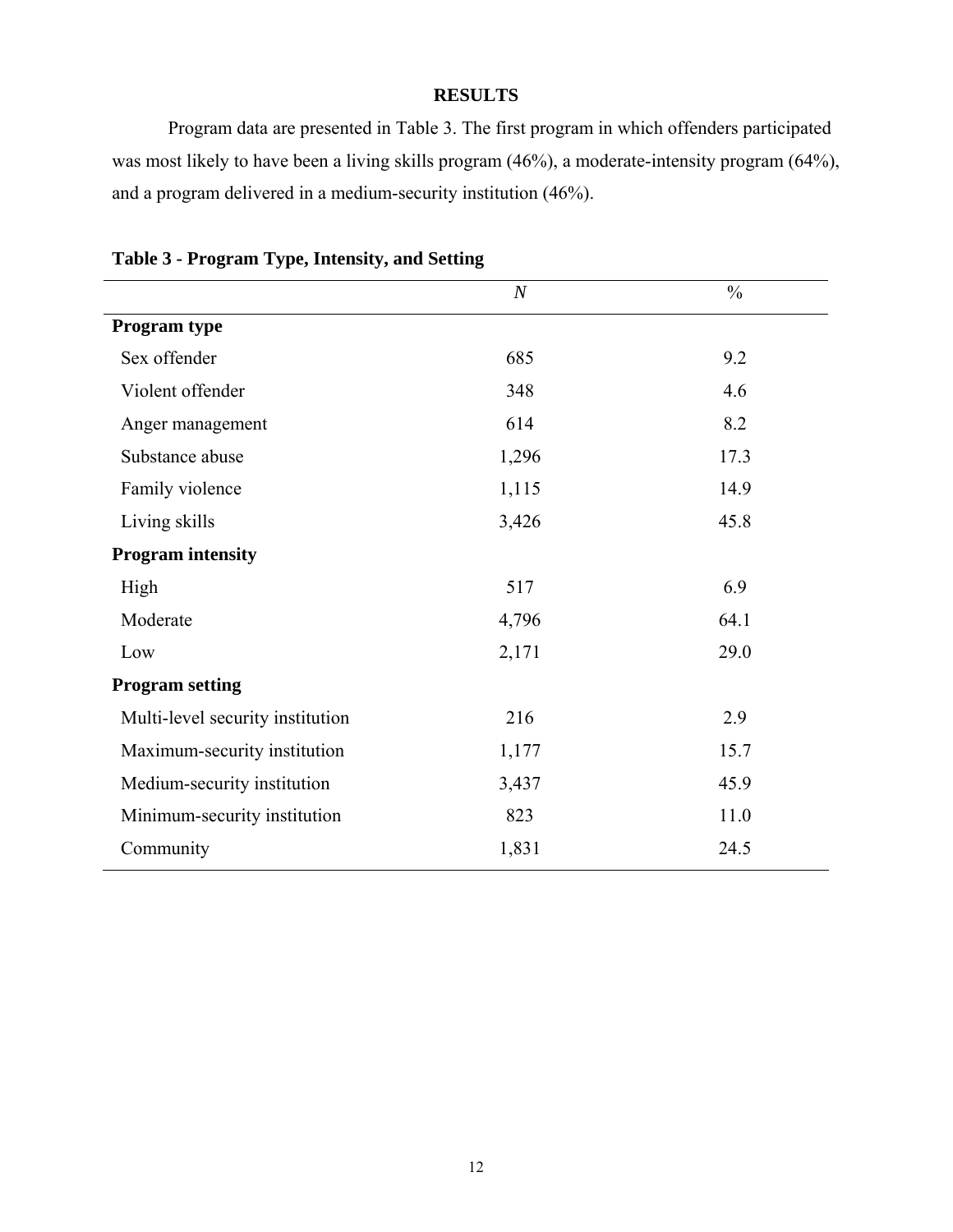# RESULTS

Program data are presented in Table 3. The first program in which offenders participated was most likely to have been a living skills program (46%), a moderate-intensity program (64%), and a program delivered in a medium-security institution (46%).

**Table 3 - Program Type, Intensity, and Setting**

| | *N* | % |
|---|---|---|
| **Program type** | | |
| Sex offender | 685 | 9.2 |
| Violent offender | 348 | 4.6 |
| Anger management | 614 | 8.2 |
| Substance abuse | 1,296 | 17.3 |
| Family violence | 1,115 | 14.9 |
| Living skills | 3,426 | 45.8 |
| **Program intensity** | | |
| High | 517 | 6.9 |
| Moderate | 4,796 | 64.1 |
| Low | 2,171 | 29.0 |
| **Program setting** | | |
| Multi-level security institution | 216 | 2.9 |
| Maximum-security institution | 1,177 | 15.7 |
| Medium-security institution | 3,437 | 45.9 |
| Minimum-security institution | 823 | 11.0 |
| Community | 1,831 | 24.5 |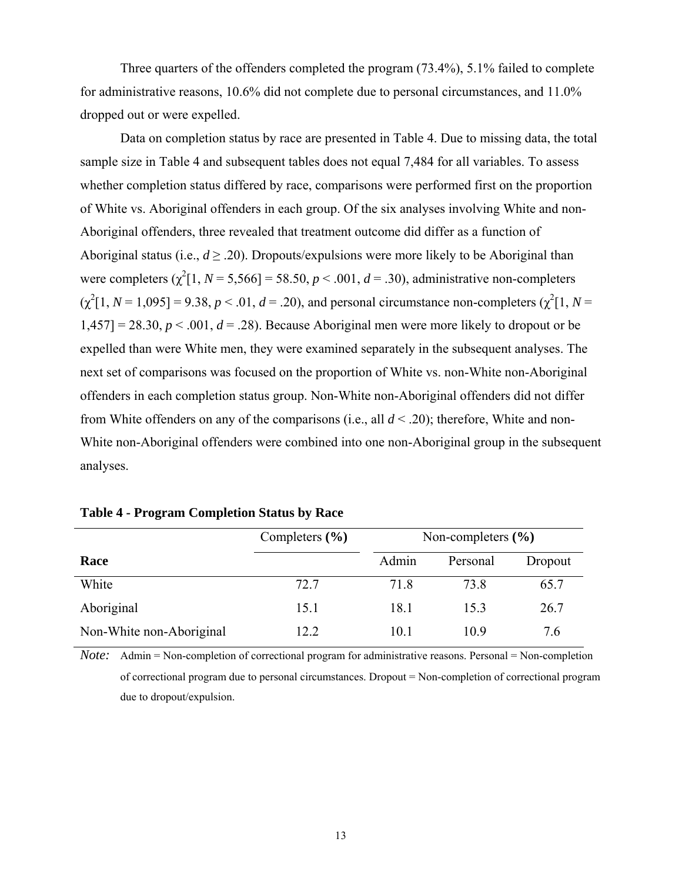Three quarters of the offenders completed the program (73.4%), 5.1% failed to complete for administrative reasons, 10.6% did not complete due to personal circumstances, and 11.0% dropped out or were expelled.

Data on completion status by race are presented in Table 4. Due to missing data, the total sample size in Table 4 and subsequent tables does not equal 7,484 for all variables. To assess whether completion status differed by race, comparisons were performed first on the proportion of White vs. Aboriginal offenders in each group. Of the six analyses involving White and non-Aboriginal offenders, three revealed that treatment outcome did differ as a function of Aboriginal status (i.e., $d \geq .20$). Dropouts/expulsions were more likely to be Aboriginal than were completers ($\chi^2[1, N = 5{,}566] = 58.50$, $p < .001$, $d = .30$), administrative non-completers ($\chi^2[1, N = 1{,}095] = 9.38$, $p < .01$, $d = .20$), and personal circumstance non-completers ($\chi^2[1, N = 1{,}457] = 28.30$, $p < .001$, $d = .28$). Because Aboriginal men were more likely to dropout or be expelled than were White men, they were examined separately in the subsequent analyses. The next set of comparisons was focused on the proportion of White vs. non-White non-Aboriginal offenders in each completion status group. Non-White non-Aboriginal offenders did not differ from White offenders on any of the comparisons (i.e., all $d < .20$); therefore, White and non-White non-Aboriginal offenders were combined into one non-Aboriginal group in the subsequent analyses.

**Table 4 - Program Completion Status by Race**

| Race | Completers **(%)** | Non-completers **(%)** | | |
|---|---|---|---|---|
| | | Admin | Personal | Dropout |
| White | 72.7 | 71.8 | 73.8 | 65.7 |
| Aboriginal | 15.1 | 18.1 | 15.3 | 26.7 |
| Non-White non-Aboriginal | 12.2 | 10.1 | 10.9 | 7.6 |

*Note:* Admin = Non-completion of correctional program for administrative reasons. Personal = Non-completion of correctional program due to personal circumstances. Dropout = Non-completion of correctional program due to dropout/expulsion.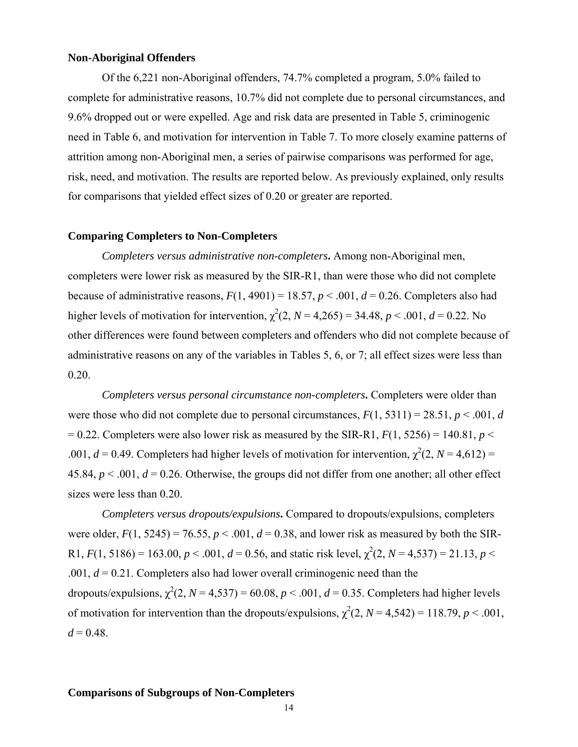## Non-Aboriginal Offenders

Of the 6,221 non-Aboriginal offenders, 74.7% completed a program, 5.0% failed to complete for administrative reasons, 10.7% did not complete due to personal circumstances, and 9.6% dropped out or were expelled. Age and risk data are presented in Table 5, criminogenic need in Table 6, and motivation for intervention in Table 7. To more closely examine patterns of attrition among non-Aboriginal men, a series of pairwise comparisons was performed for age, risk, need, and motivation. The results are reported below. As previously explained, only results for comparisons that yielded effect sizes of 0.20 or greater are reported.

## Comparing Completers to Non-Completers

*Completers versus administrative non-completers***.** Among non-Aboriginal men, completers were lower risk as measured by the SIR-R1, than were those who did not complete because of administrative reasons, $F(1, 4901) = 18.57$, $p < .001$, $d = 0.26$. Completers also had higher levels of motivation for intervention, $\chi^2(2, N = 4{,}265) = 34.48$, $p < .001$, $d = 0.22$. No other differences were found between completers and offenders who did not complete because of administrative reasons on any of the variables in Tables 5, 6, or 7; all effect sizes were less than 0.20.

*Completers versus personal circumstance non-completers***.** Completers were older than were those who did not complete due to personal circumstances, $F(1, 5311) = 28.51$, $p < .001$, $d = 0.22$. Completers were also lower risk as measured by the SIR-R1, $F(1, 5256) = 140.81$, $p < .001$, $d = 0.49$. Completers had higher levels of motivation for intervention, $\chi^2(2, N = 4{,}612) = 45.84$, $p < .001$, $d = 0.26$. Otherwise, the groups did not differ from one another; all other effect sizes were less than 0.20.

*Completers versus dropouts/expulsions***.** Compared to dropouts/expulsions, completers were older, $F(1, 5245) = 76.55$, $p < .001$, $d = 0.38$, and lower risk as measured by both the SIR-R1, $F(1, 5186) = 163.00$, $p < .001$, $d = 0.56$, and static risk level, $\chi^2(2, N = 4{,}537) = 21.13$, $p < .001$, $d = 0.21$. Completers also had lower overall criminogenic need than the dropouts/expulsions, $\chi^2(2, N = 4{,}537) = 60.08$, $p < .001$, $d = 0.35$. Completers had higher levels of motivation for intervention than the dropouts/expulsions, $\chi^2(2, N = 4{,}542) = 118.79$, $p < .001$, $d = 0.48$.

## Comparisons of Subgroups of Non-Completers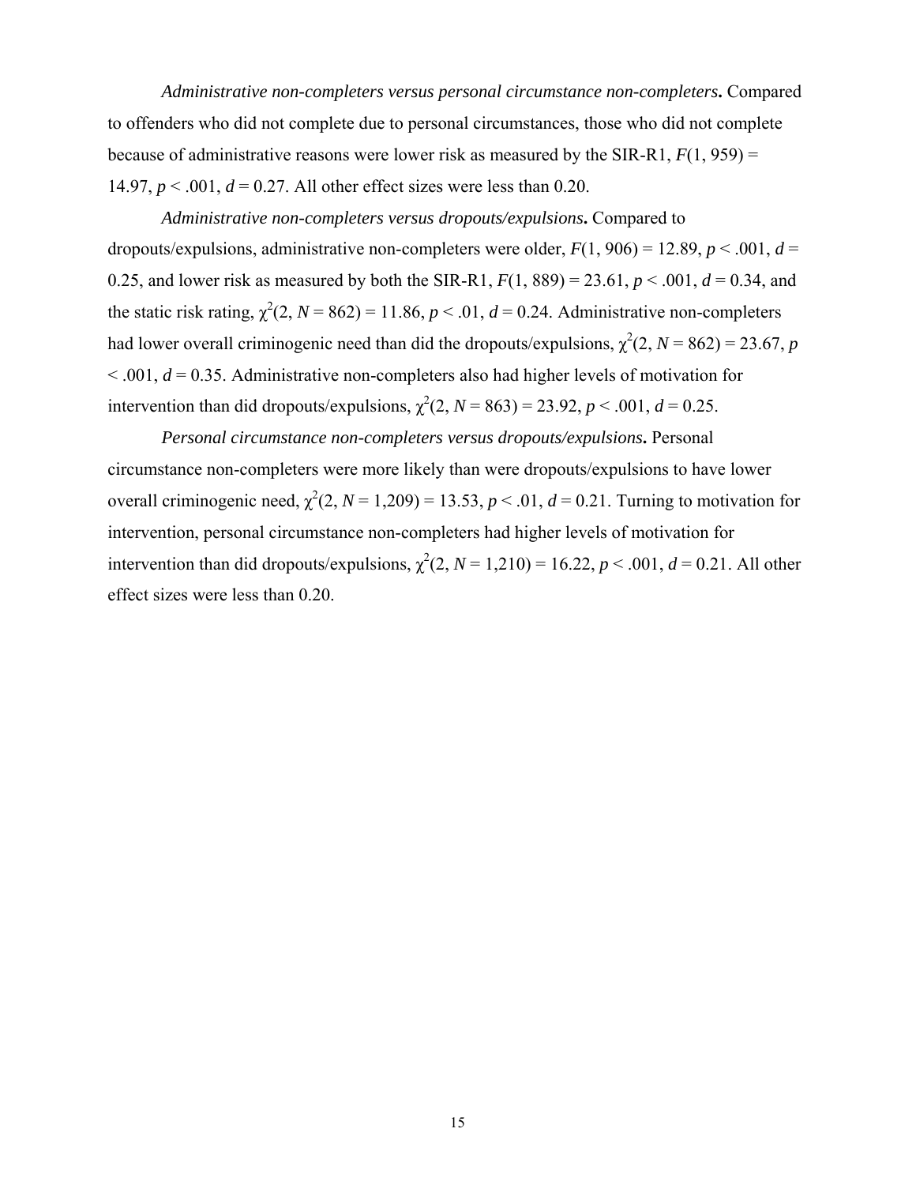*Administrative non-completers versus personal circumstance non-completers***.** Compared to offenders who did not complete due to personal circumstances, those who did not complete because of administrative reasons were lower risk as measured by the SIR-R1, $F(1, 959) = 14.97$, $p < .001$, $d = 0.27$. All other effect sizes were less than 0.20.

*Administrative non-completers versus dropouts/expulsions***.** Compared to dropouts/expulsions, administrative non-completers were older, $F(1, 906) = 12.89$, $p < .001$, $d = 0.25$, and lower risk as measured by both the SIR-R1, $F(1, 889) = 23.61$, $p < .001$, $d = 0.34$, and the static risk rating, $\chi^2(2, N = 862) = 11.86$, $p < .01$, $d = 0.24$. Administrative non-completers had lower overall criminogenic need than did the dropouts/expulsions, $\chi^2(2, N = 862) = 23.67$, $p < .001$, $d = 0.35$. Administrative non-completers also had higher levels of motivation for intervention than did dropouts/expulsions, $\chi^2(2, N = 863) = 23.92$, $p < .001$, $d = 0.25$.

*Personal circumstance non-completers versus dropouts/expulsions***.** Personal circumstance non-completers were more likely than were dropouts/expulsions to have lower overall criminogenic need, $\chi^2(2, N = 1{,}209) = 13.53$, $p < .01$, $d = 0.21$. Turning to motivation for intervention, personal circumstance non-completers had higher levels of motivation for intervention than did dropouts/expulsions, $\chi^2(2, N = 1{,}210) = 16.22$, $p < .001$, $d = 0.21$. All other effect sizes were less than 0.20.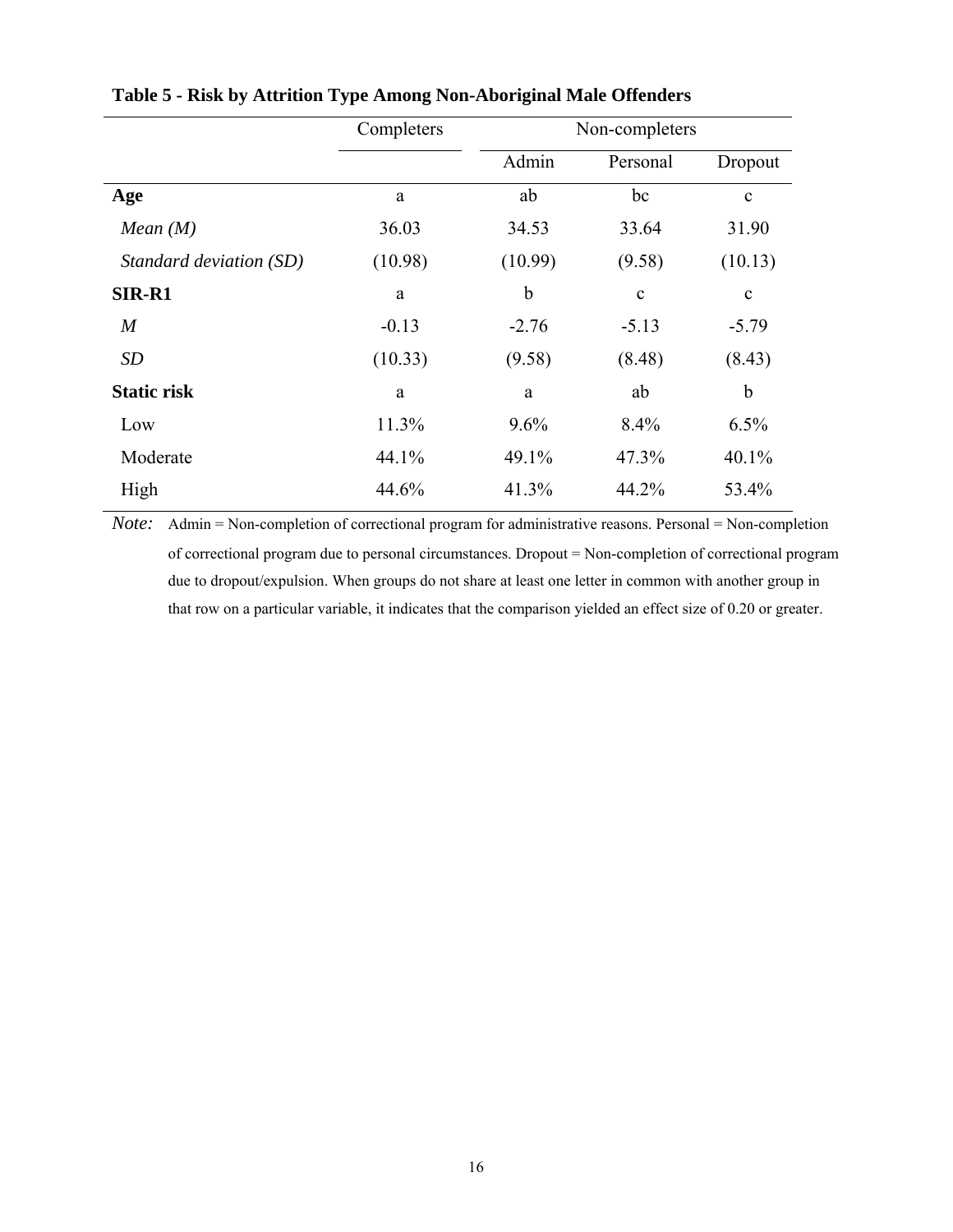**Table 5 - Risk by Attrition Type Among Non-Aboriginal Male Offenders**

| | Completers | Non-completers | | |
|---|---|---|---|---|
| | | Admin | Personal | Dropout |
| **Age** | a | ab | bc | c |
| *Mean (M)* | 36.03 | 34.53 | 33.64 | 31.90 |
| *Standard deviation (SD)* | (10.98) | (10.99) | (9.58) | (10.13) |
| **SIR-R1** | a | b | c | c |
| *M* | -0.13 | -2.76 | -5.13 | -5.79 |
| *SD* | (10.33) | (9.58) | (8.48) | (8.43) |
| **Static risk** | a | a | ab | b |
| Low | 11.3% | 9.6% | 8.4% | 6.5% |
| Moderate | 44.1% | 49.1% | 47.3% | 40.1% |
| High | 44.6% | 41.3% | 44.2% | 53.4% |

*Note:* Admin = Non-completion of correctional program for administrative reasons. Personal = Non-completion of correctional program due to personal circumstances. Dropout = Non-completion of correctional program due to dropout/expulsion. When groups do not share at least one letter in common with another group in that row on a particular variable, it indicates that the comparison yielded an effect size of 0.20 or greater.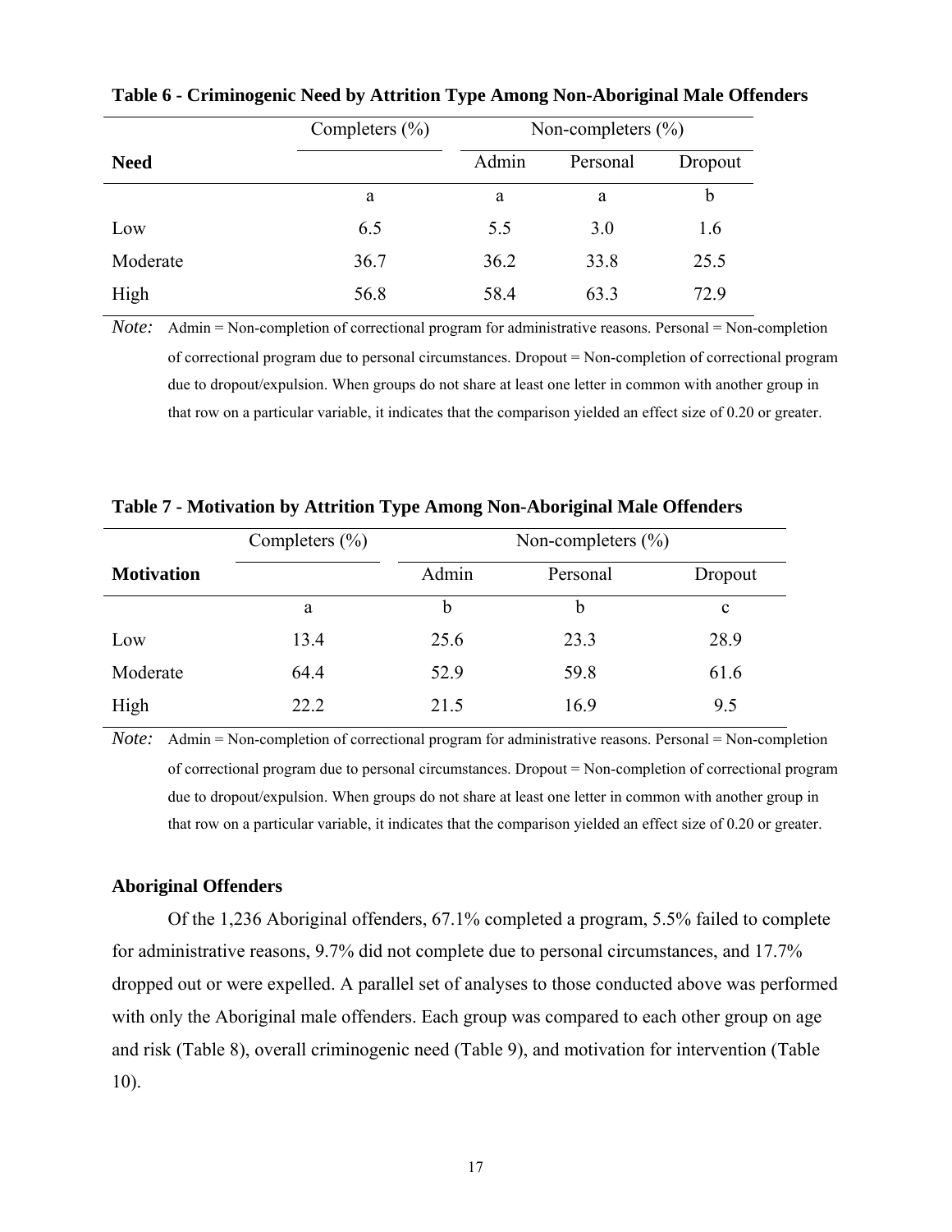**Table 6 - Criminogenic Need by Attrition Type Among Non-Aboriginal Male Offenders**

| Need | Completers (%) | Non-completers (%) | | |
|---|---|---|---|---|
| | | Admin | Personal | Dropout |
| | a | a | a | b |
| Low | 6.5 | 5.5 | 3.0 | 1.6 |
| Moderate | 36.7 | 36.2 | 33.8 | 25.5 |
| High | 56.8 | 58.4 | 63.3 | 72.9 |

*Note:* Admin = Non-completion of correctional program for administrative reasons. Personal = Non-completion of correctional program due to personal circumstances. Dropout = Non-completion of correctional program due to dropout/expulsion. When groups do not share at least one letter in common with another group in that row on a particular variable, it indicates that the comparison yielded an effect size of 0.20 or greater.

**Table 7 - Motivation by Attrition Type Among Non-Aboriginal Male Offenders**

| Motivation | Completers (%) | Non-completers (%) | | |
|---|---|---|---|---|
| | | Admin | Personal | Dropout |
| | a | b | b | c |
| Low | 13.4 | 25.6 | 23.3 | 28.9 |
| Moderate | 64.4 | 52.9 | 59.8 | 61.6 |
| High | 22.2 | 21.5 | 16.9 | 9.5 |

*Note:* Admin = Non-completion of correctional program for administrative reasons. Personal = Non-completion of correctional program due to personal circumstances. Dropout = Non-completion of correctional program due to dropout/expulsion. When groups do not share at least one letter in common with another group in that row on a particular variable, it indicates that the comparison yielded an effect size of 0.20 or greater.

### Aboriginal Offenders

Of the 1,236 Aboriginal offenders, 67.1% completed a program, 5.5% failed to complete for administrative reasons, 9.7% did not complete due to personal circumstances, and 17.7% dropped out or were expelled. A parallel set of analyses to those conducted above was performed with only the Aboriginal male offenders. Each group was compared to each other group on age and risk (Table 8), overall criminogenic need (Table 9), and motivation for intervention (Table 10).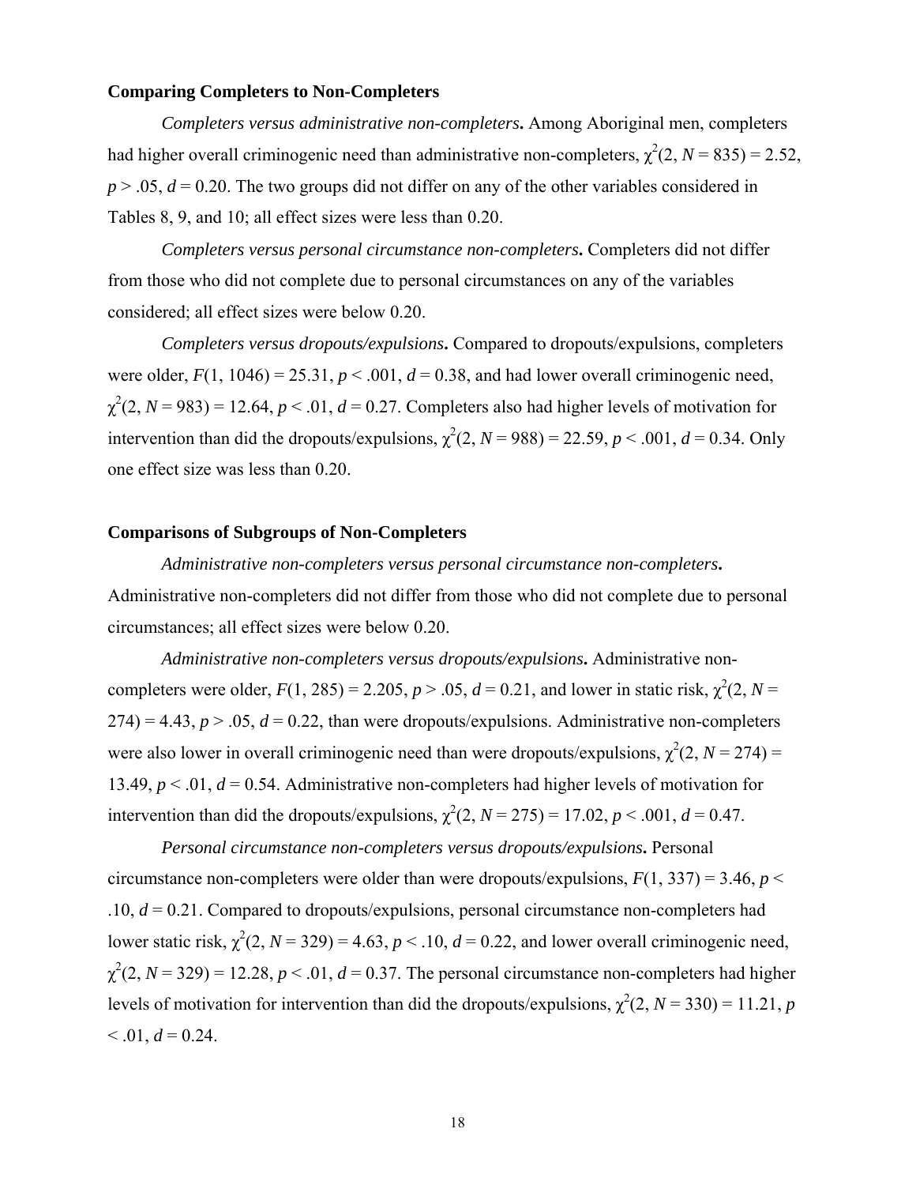### Comparing Completers to Non-Completers

***Completers versus administrative non-completers*.** Among Aboriginal men, completers had higher overall criminogenic need than administrative non-completers, $\chi^2(2, N = 835) = 2.52$, $p > .05$, $d = 0.20$. The two groups did not differ on any of the other variables considered in Tables 8, 9, and 10; all effect sizes were less than 0.20.

***Completers versus personal circumstance non-completers*.** Completers did not differ from those who did not complete due to personal circumstances on any of the variables considered; all effect sizes were below 0.20.

***Completers versus dropouts/expulsions*.** Compared to dropouts/expulsions, completers were older, $F(1, 1046) = 25.31$, $p < .001$, $d = 0.38$, and had lower overall criminogenic need, $\chi^2(2, N = 983) = 12.64$, $p < .01$, $d = 0.27$. Completers also had higher levels of motivation for intervention than did the dropouts/expulsions, $\chi^2(2, N = 988) = 22.59$, $p < .001$, $d = 0.34$. Only one effect size was less than 0.20.

### Comparisons of Subgroups of Non-Completers

***Administrative non-completers versus personal circumstance non-completers*.** Administrative non-completers did not differ from those who did not complete due to personal circumstances; all effect sizes were below 0.20.

***Administrative non-completers versus dropouts/expulsions*.** Administrative non-completers were older, $F(1, 285) = 2.205$, $p > .05$, $d = 0.21$, and lower in static risk, $\chi^2(2, N = 274) = 4.43$, $p > .05$, $d = 0.22$, than were dropouts/expulsions. Administrative non-completers were also lower in overall criminogenic need than were dropouts/expulsions, $\chi^2(2, N = 274) = 13.49$, $p < .01$, $d = 0.54$. Administrative non-completers had higher levels of motivation for intervention than did the dropouts/expulsions, $\chi^2(2, N = 275) = 17.02$, $p < .001$, $d = 0.47$.

***Personal circumstance non-completers versus dropouts/expulsions*.** Personal circumstance non-completers were older than were dropouts/expulsions, $F(1, 337) = 3.46$, $p < .10$, $d = 0.21$. Compared to dropouts/expulsions, personal circumstance non-completers had lower static risk, $\chi^2(2, N = 329) = 4.63$, $p < .10$, $d = 0.22$, and lower overall criminogenic need, $\chi^2(2, N = 329) = 12.28$, $p < .01$, $d = 0.37$. The personal circumstance non-completers had higher levels of motivation for intervention than did the dropouts/expulsions, $\chi^2(2, N = 330) = 11.21$, $p < .01$, $d = 0.24$.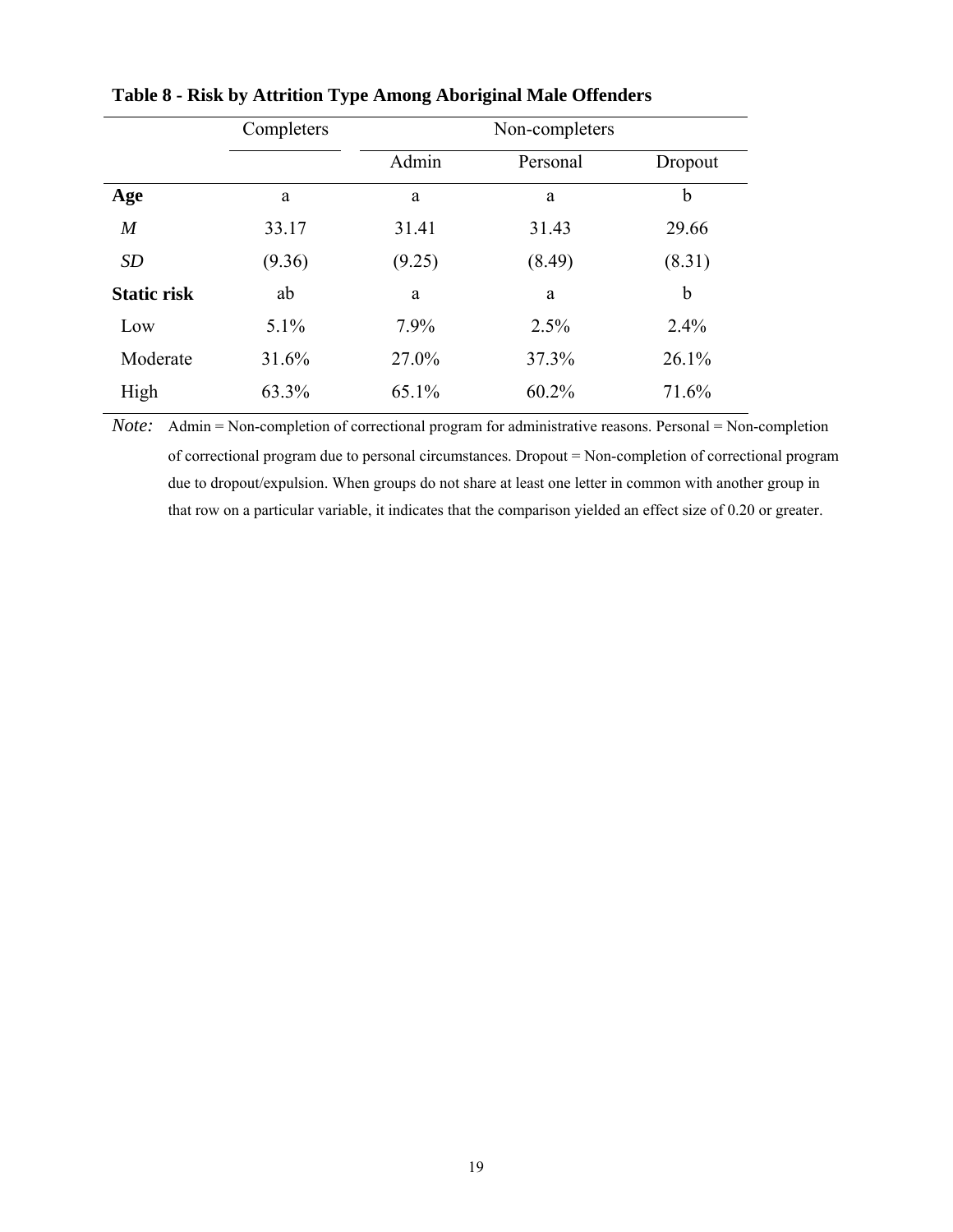**Table 8 - Risk by Attrition Type Among Aboriginal Male Offenders**

| | Completers | Non-completers | | |
|---|---|---|---|---|
| | | Admin | Personal | Dropout |
| **Age** | a | a | a | b |
| *M* | 33.17 | 31.41 | 31.43 | 29.66 |
| *SD* | (9.36) | (9.25) | (8.49) | (8.31) |
| **Static risk** | ab | a | a | b |
| Low | 5.1% | 7.9% | 2.5% | 2.4% |
| Moderate | 31.6% | 27.0% | 37.3% | 26.1% |
| High | 63.3% | 65.1% | 60.2% | 71.6% |

*Note:* Admin = Non-completion of correctional program for administrative reasons. Personal = Non-completion of correctional program due to personal circumstances. Dropout = Non-completion of correctional program due to dropout/expulsion. When groups do not share at least one letter in common with another group in that row on a particular variable, it indicates that the comparison yielded an effect size of 0.20 or greater.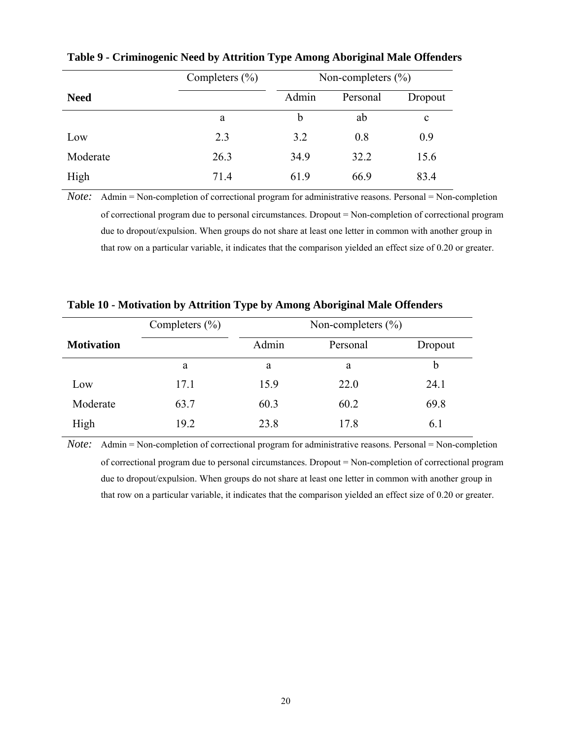**Table 9 - Criminogenic Need by Attrition Type Among Aboriginal Male Offenders**

| | Completers (%) | Non-completers (%) | | |
|---|---|---|---|---|
| **Need** | | Admin | Personal | Dropout |
| | a | b | ab | c |
| Low | 2.3 | 3.2 | 0.8 | 0.9 |
| Moderate | 26.3 | 34.9 | 32.2 | 15.6 |
| High | 71.4 | 61.9 | 66.9 | 83.4 |

*Note:* Admin = Non-completion of correctional program for administrative reasons. Personal = Non-completion of correctional program due to personal circumstances. Dropout = Non-completion of correctional program due to dropout/expulsion. When groups do not share at least one letter in common with another group in that row on a particular variable, it indicates that the comparison yielded an effect size of 0.20 or greater.

**Table 10 - Motivation by Attrition Type by Among Aboriginal Male Offenders**

| | Completers (%) | Non-completers (%) | | |
|---|---|---|---|---|
| **Motivation** | | Admin | Personal | Dropout |
| | a | a | a | b |
| Low | 17.1 | 15.9 | 22.0 | 24.1 |
| Moderate | 63.7 | 60.3 | 60.2 | 69.8 |
| High | 19.2 | 23.8 | 17.8 | 6.1 |

*Note:* Admin = Non-completion of correctional program for administrative reasons. Personal = Non-completion of correctional program due to personal circumstances. Dropout = Non-completion of correctional program due to dropout/expulsion. When groups do not share at least one letter in common with another group in that row on a particular variable, it indicates that the comparison yielded an effect size of 0.20 or greater.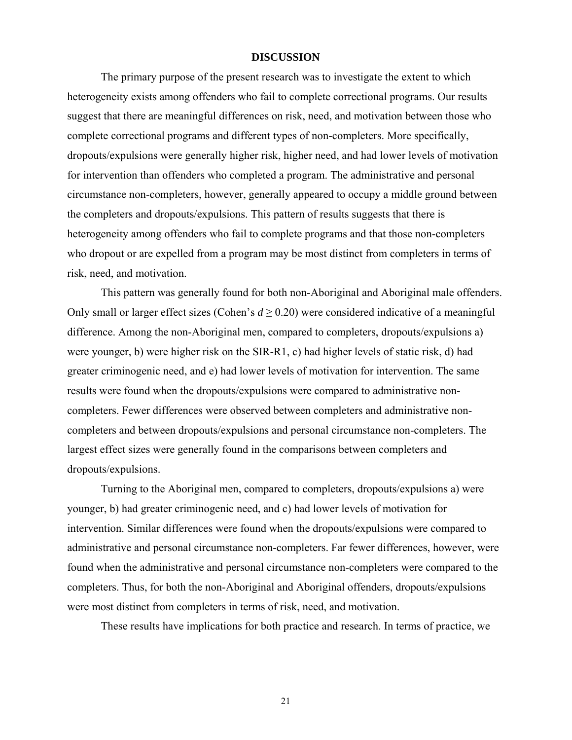## DISCUSSION

The primary purpose of the present research was to investigate the extent to which heterogeneity exists among offenders who fail to complete correctional programs. Our results suggest that there are meaningful differences on risk, need, and motivation between those who complete correctional programs and different types of non-completers. More specifically, dropouts/expulsions were generally higher risk, higher need, and had lower levels of motivation for intervention than offenders who completed a program. The administrative and personal circumstance non-completers, however, generally appeared to occupy a middle ground between the completers and dropouts/expulsions. This pattern of results suggests that there is heterogeneity among offenders who fail to complete programs and that those non-completers who dropout or are expelled from a program may be most distinct from completers in terms of risk, need, and motivation.

This pattern was generally found for both non-Aboriginal and Aboriginal male offenders. Only small or larger effect sizes (Cohen's $d \geq 0.20$) were considered indicative of a meaningful difference. Among the non-Aboriginal men, compared to completers, dropouts/expulsions a) were younger, b) were higher risk on the SIR-R1, c) had higher levels of static risk, d) had greater criminogenic need, and e) had lower levels of motivation for intervention. The same results were found when the dropouts/expulsions were compared to administrative non-completers. Fewer differences were observed between completers and administrative non-completers and between dropouts/expulsions and personal circumstance non-completers. The largest effect sizes were generally found in the comparisons between completers and dropouts/expulsions.

Turning to the Aboriginal men, compared to completers, dropouts/expulsions a) were younger, b) had greater criminogenic need, and c) had lower levels of motivation for intervention. Similar differences were found when the dropouts/expulsions were compared to administrative and personal circumstance non-completers. Far fewer differences, however, were found when the administrative and personal circumstance non-completers were compared to the completers. Thus, for both the non-Aboriginal and Aboriginal offenders, dropouts/expulsions were most distinct from completers in terms of risk, need, and motivation.

These results have implications for both practice and research. In terms of practice, we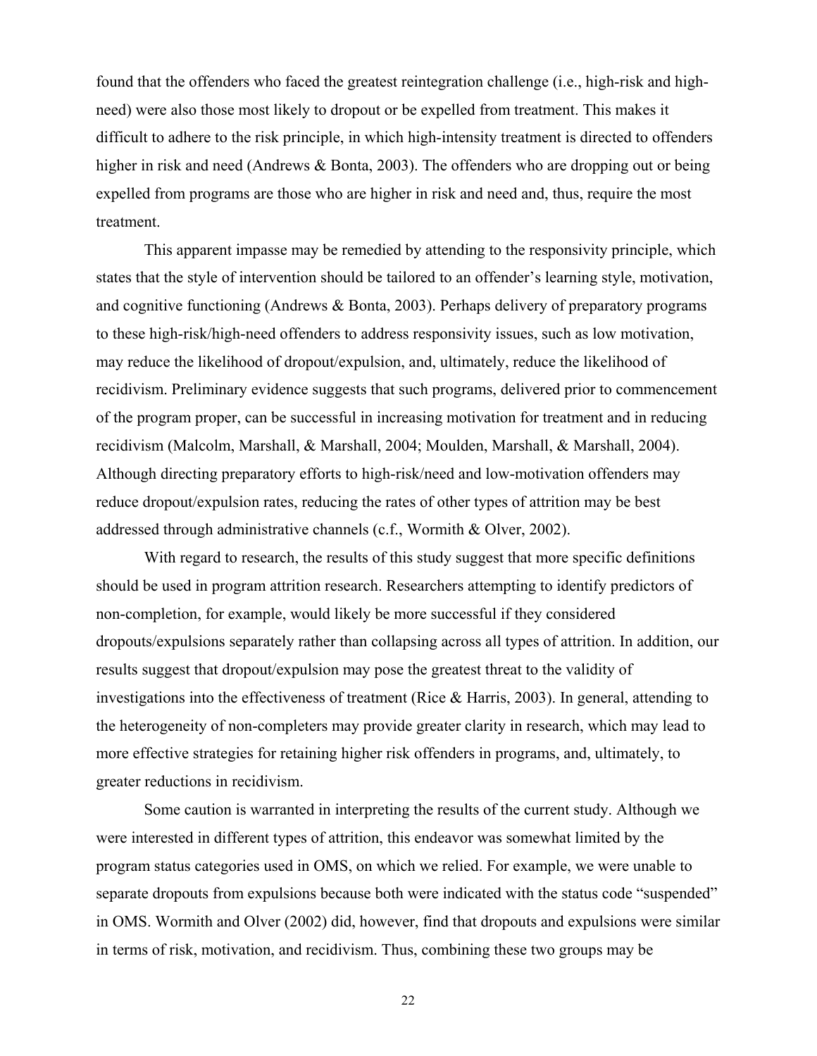found that the offenders who faced the greatest reintegration challenge (i.e., high-risk and high-need) were also those most likely to dropout or be expelled from treatment. This makes it difficult to adhere to the risk principle, in which high-intensity treatment is directed to offenders higher in risk and need (Andrews & Bonta, 2003). The offenders who are dropping out or being expelled from programs are those who are higher in risk and need and, thus, require the most treatment.

This apparent impasse may be remedied by attending to the responsivity principle, which states that the style of intervention should be tailored to an offender's learning style, motivation, and cognitive functioning (Andrews & Bonta, 2003). Perhaps delivery of preparatory programs to these high-risk/high-need offenders to address responsivity issues, such as low motivation, may reduce the likelihood of dropout/expulsion, and, ultimately, reduce the likelihood of recidivism. Preliminary evidence suggests that such programs, delivered prior to commencement of the program proper, can be successful in increasing motivation for treatment and in reducing recidivism (Malcolm, Marshall, & Marshall, 2004; Moulden, Marshall, & Marshall, 2004). Although directing preparatory efforts to high-risk/need and low-motivation offenders may reduce dropout/expulsion rates, reducing the rates of other types of attrition may be best addressed through administrative channels (c.f., Wormith & Olver, 2002).

With regard to research, the results of this study suggest that more specific definitions should be used in program attrition research. Researchers attempting to identify predictors of non-completion, for example, would likely be more successful if they considered dropouts/expulsions separately rather than collapsing across all types of attrition. In addition, our results suggest that dropout/expulsion may pose the greatest threat to the validity of investigations into the effectiveness of treatment (Rice & Harris, 2003). In general, attending to the heterogeneity of non-completers may provide greater clarity in research, which may lead to more effective strategies for retaining higher risk offenders in programs, and, ultimately, to greater reductions in recidivism.

Some caution is warranted in interpreting the results of the current study. Although we were interested in different types of attrition, this endeavor was somewhat limited by the program status categories used in OMS, on which we relied. For example, we were unable to separate dropouts from expulsions because both were indicated with the status code "suspended" in OMS. Wormith and Olver (2002) did, however, find that dropouts and expulsions were similar in terms of risk, motivation, and recidivism. Thus, combining these two groups may be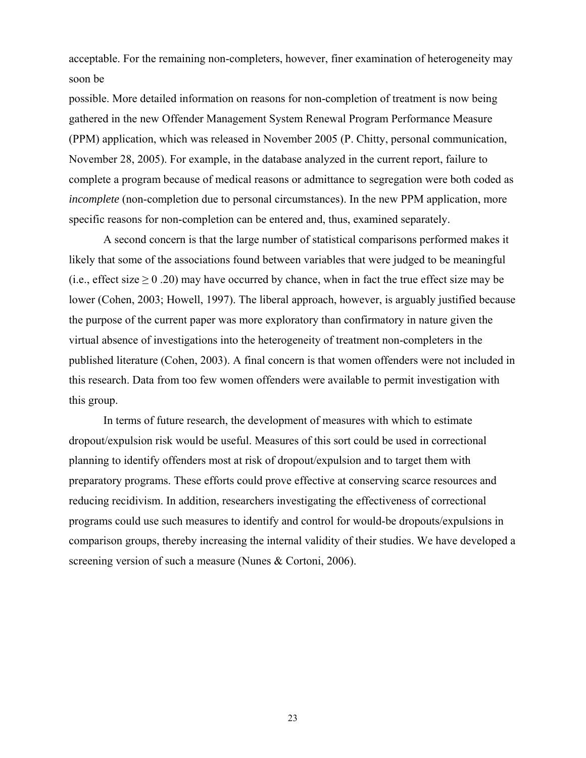acceptable. For the remaining non-completers, however, finer examination of heterogeneity may soon be possible. More detailed information on reasons for non-completion of treatment is now being gathered in the new Offender Management System Renewal Program Performance Measure (PPM) application, which was released in November 2005 (P. Chitty, personal communication, November 28, 2005). For example, in the database analyzed in the current report, failure to complete a program because of medical reasons or admittance to segregation were both coded as *incomplete* (non-completion due to personal circumstances). In the new PPM application, more specific reasons for non-completion can be entered and, thus, examined separately.

A second concern is that the large number of statistical comparisons performed makes it likely that some of the associations found between variables that were judged to be meaningful (i.e., effect size ≥ 0 .20) may have occurred by chance, when in fact the true effect size may be lower (Cohen, 2003; Howell, 1997). The liberal approach, however, is arguably justified because the purpose of the current paper was more exploratory than confirmatory in nature given the virtual absence of investigations into the heterogeneity of treatment non-completers in the published literature (Cohen, 2003). A final concern is that women offenders were not included in this research. Data from too few women offenders were available to permit investigation with this group.

In terms of future research, the development of measures with which to estimate dropout/expulsion risk would be useful. Measures of this sort could be used in correctional planning to identify offenders most at risk of dropout/expulsion and to target them with preparatory programs. These efforts could prove effective at conserving scarce resources and reducing recidivism. In addition, researchers investigating the effectiveness of correctional programs could use such measures to identify and control for would-be dropouts/expulsions in comparison groups, thereby increasing the internal validity of their studies. We have developed a screening version of such a measure (Nunes & Cortoni, 2006).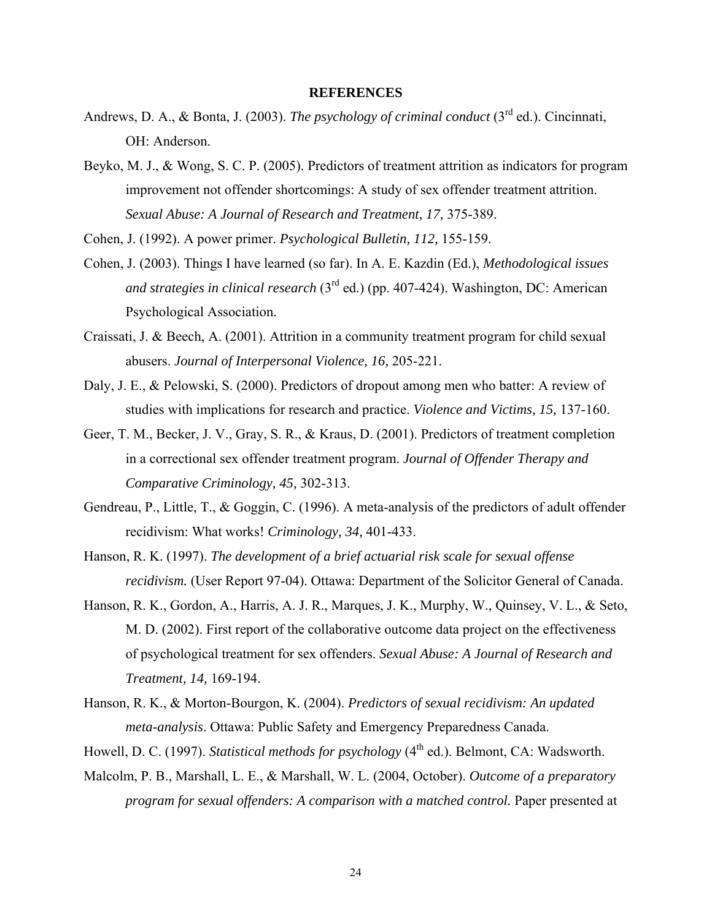# REFERENCES

Andrews, D. A., & Bonta, J. (2003). *The psychology of criminal conduct* (3rd ed.). Cincinnati, OH: Anderson.

Beyko, M. J., & Wong, S. C. P. (2005). Predictors of treatment attrition as indicators for program improvement not offender shortcomings: A study of sex offender treatment attrition. *Sexual Abuse: A Journal of Research and Treatment, 17,* 375-389.

Cohen, J. (1992). A power primer. *Psychological Bulletin, 112,* 155-159.

Cohen, J. (2003). Things I have learned (so far). In A. E. Kazdin (Ed.), *Methodological issues and strategies in clinical research* (3rd ed.) (pp. 407-424). Washington, DC: American Psychological Association.

Craissati, J. & Beech, A. (2001). Attrition in a community treatment program for child sexual abusers. *Journal of Interpersonal Violence, 16,* 205-221.

Daly, J. E., & Pelowski, S. (2000). Predictors of dropout among men who batter: A review of studies with implications for research and practice. *Violence and Victims, 15,* 137-160.

Geer, T. M., Becker, J. V., Gray, S. R., & Kraus, D. (2001). Predictors of treatment completion in a correctional sex offender treatment program. *Journal of Offender Therapy and Comparative Criminology, 45,* 302-313.

Gendreau, P., Little, T., & Goggin, C. (1996). A meta-analysis of the predictors of adult offender recidivism: What works! *Criminology, 34,* 401-433.

Hanson, R. K. (1997). *The development of a brief actuarial risk scale for sexual offense recidivism.* (User Report 97-04). Ottawa: Department of the Solicitor General of Canada.

Hanson, R. K., Gordon, A., Harris, A. J. R., Marques, J. K., Murphy, W., Quinsey, V. L., & Seto, M. D. (2002). First report of the collaborative outcome data project on the effectiveness of psychological treatment for sex offenders. *Sexual Abuse: A Journal of Research and Treatment, 14,* 169-194.

Hanson, R. K., & Morton-Bourgon, K. (2004). *Predictors of sexual recidivism: An updated meta-analysis*. Ottawa: Public Safety and Emergency Preparedness Canada.

Howell, D. C. (1997). *Statistical methods for psychology* (4th ed.). Belmont, CA: Wadsworth.

Malcolm, P. B., Marshall, L. E., & Marshall, W. L. (2004, October). *Outcome of a preparatory program for sexual offenders: A comparison with a matched control.* Paper presented at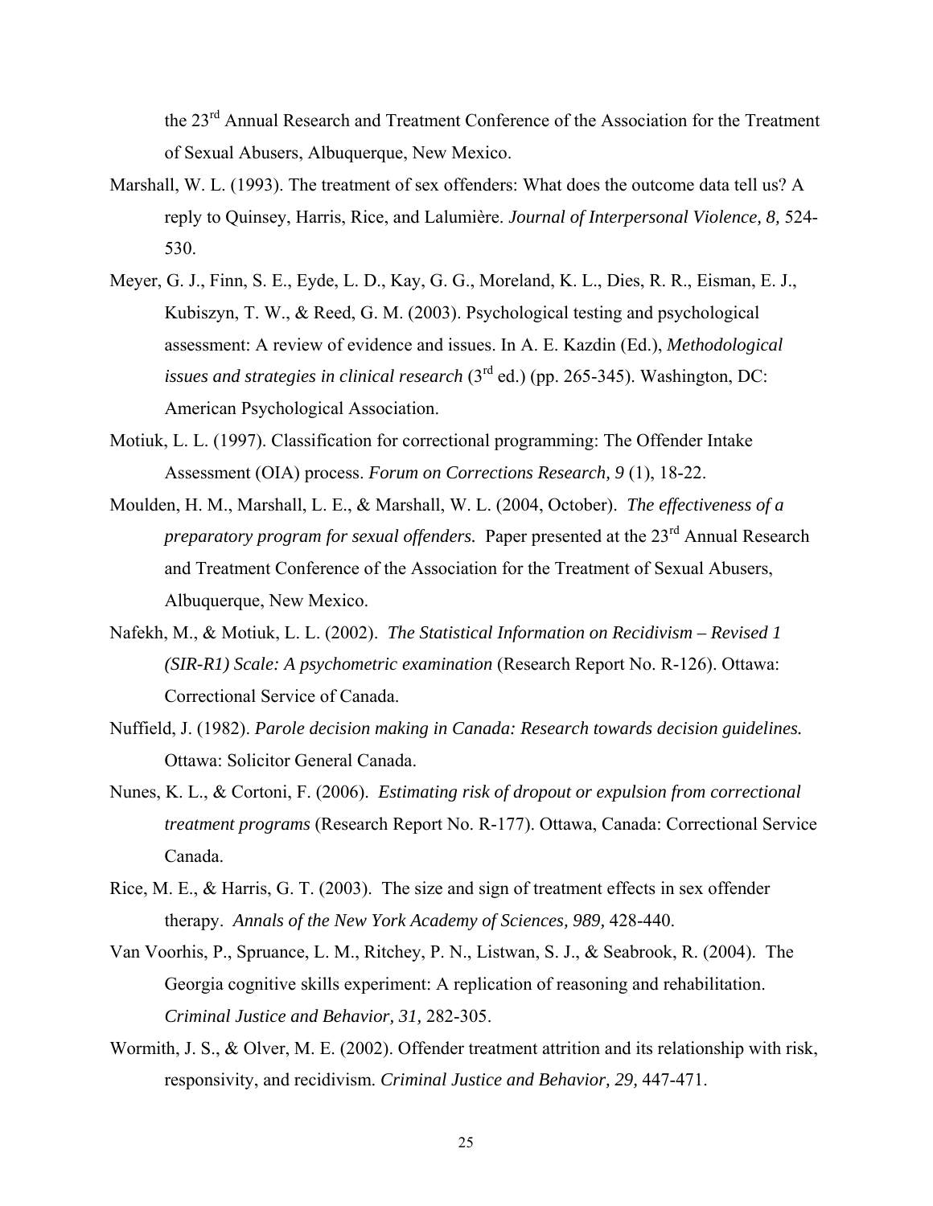the 23rd Annual Research and Treatment Conference of the Association for the Treatment of Sexual Abusers, Albuquerque, New Mexico.

Marshall, W. L. (1993). The treatment of sex offenders: What does the outcome data tell us? A reply to Quinsey, Harris, Rice, and Lalumière. *Journal of Interpersonal Violence, 8,* 524-530.

Meyer, G. J., Finn, S. E., Eyde, L. D., Kay, G. G., Moreland, K. L., Dies, R. R., Eisman, E. J., Kubiszyn, T. W., & Reed, G. M. (2003). Psychological testing and psychological assessment: A review of evidence and issues. In A. E. Kazdin (Ed.), *Methodological issues and strategies in clinical research* (3rd ed.) (pp. 265-345). Washington, DC: American Psychological Association.

Motiuk, L. L. (1997). Classification for correctional programming: The Offender Intake Assessment (OIA) process. *Forum on Corrections Research, 9* (1), 18-22.

Moulden, H. M., Marshall, L. E., & Marshall, W. L. (2004, October). *The effectiveness of a preparatory program for sexual offenders.* Paper presented at the 23rd Annual Research and Treatment Conference of the Association for the Treatment of Sexual Abusers, Albuquerque, New Mexico.

Nafekh, M., & Motiuk, L. L. (2002). *The Statistical Information on Recidivism – Revised 1 (SIR-R1) Scale: A psychometric examination* (Research Report No. R-126). Ottawa: Correctional Service of Canada.

Nuffield, J. (1982). *Parole decision making in Canada: Research towards decision guidelines.* Ottawa: Solicitor General Canada.

Nunes, K. L., & Cortoni, F. (2006). *Estimating risk of dropout or expulsion from correctional treatment programs* (Research Report No. R-177). Ottawa, Canada: Correctional Service Canada.

Rice, M. E., & Harris, G. T. (2003). The size and sign of treatment effects in sex offender therapy. *Annals of the New York Academy of Sciences, 989,* 428-440.

Van Voorhis, P., Spruance, L. M., Ritchey, P. N., Listwan, S. J., & Seabrook, R. (2004). The Georgia cognitive skills experiment: A replication of reasoning and rehabilitation. *Criminal Justice and Behavior, 31,* 282-305.

Wormith, J. S., & Olver, M. E. (2002). Offender treatment attrition and its relationship with risk, responsivity, and recidivism. *Criminal Justice and Behavior, 29,* 447-471.